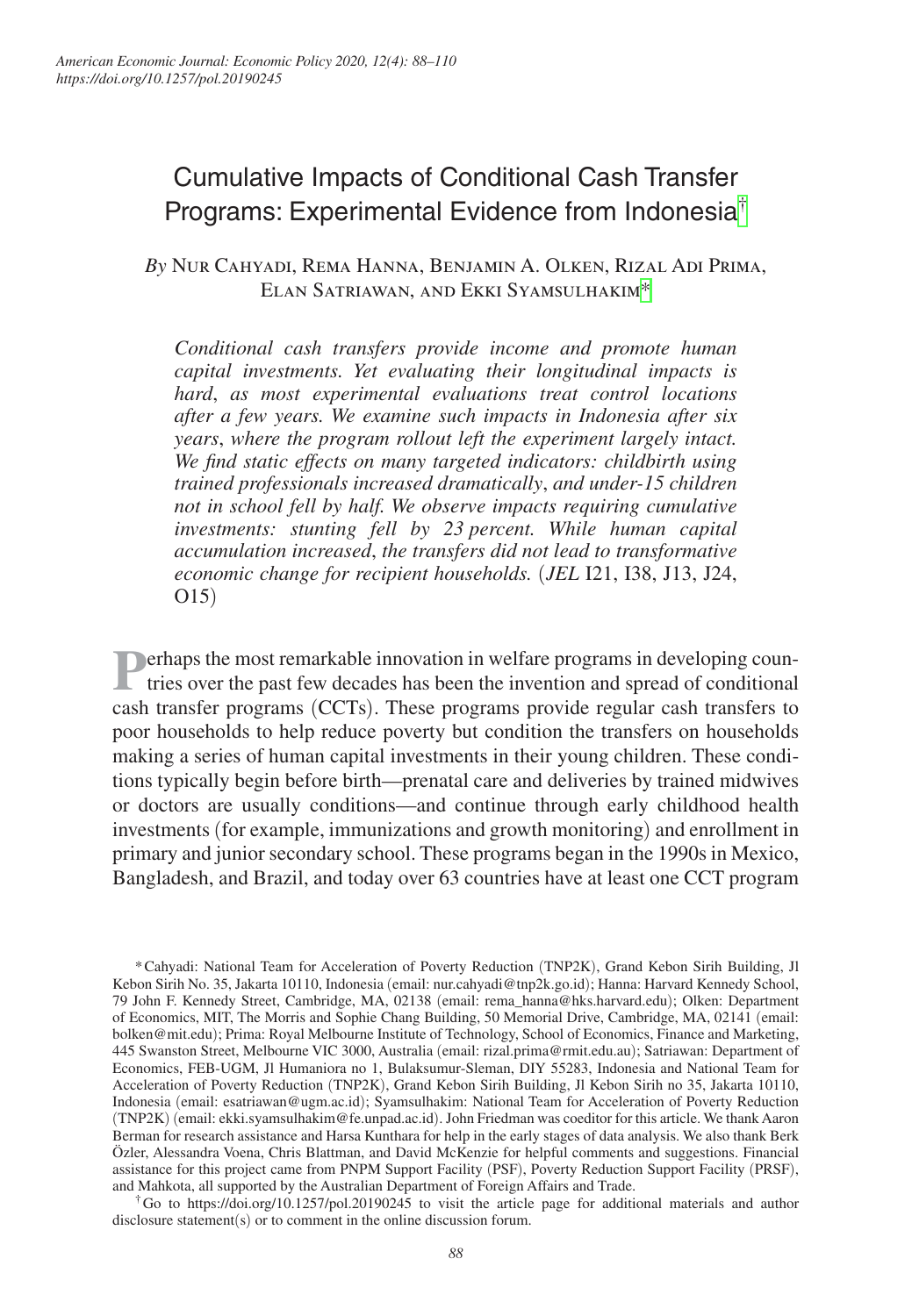# Cumulative Impacts of Conditional Cash Transfer Programs: Experimental Evidence from Indonesia[†]

*By* Nur Cahyadi, Rema Hanna, Benjamin A. Olken, Rizal Adi Prima, Elan Satriawan, and Ekki Syamsulhakim[*]

*Conditional cash transfers provide income and promote human capital investments. Yet evaluating their longitudinal impacts is hard, as most experimental evaluations treat control locations after a few years. We examine such impacts in Indonesia after six years, where the program rollout left the experiment largely intact. We find static effects on many targeted indicators: childbirth using trained professionals increased dramatically, and under-15 children not in school fell by half. We observe impacts requiring cumulative investments: stunting fell by 23 percent. While human capital accumulation increased, the transfers did not lead to transformative economic change for recipient households.* (*JEL* I21, I38, J13, J24, O15)

Perhaps the most remarkable innovation in welfare programs in developing countries over the past few decades has been the invention and spread of conditional cash transfer programs (CCTs). These programs provide regular cash transfers to poor households to help reduce poverty but condition the transfers on households making a series of human capital investments in their young children. These conditions typically begin before birth—prenatal care and deliveries by trained midwives or doctors are usually conditions—and continue through early childhood health investments (for example, immunizations and growth monitoring) and enrollment in primary and junior secondary school. These programs began in the 1990s in Mexico, Bangladesh, and Brazil, and today over 63 countries have at least one CCT program

[*] Cahyadi: National Team for Acceleration of Poverty Reduction (TNP2K), Grand Kebon Sirih Building, Jl Kebon Sirih No. 35, Jakarta 10110, Indonesia (email: nur.cahyadi@tnp2k.go.id); Hanna: Harvard Kennedy School, 79 John F. Kennedy Street, Cambridge, MA, 02138 (email: rema_hanna@hks.harvard.edu); Olken: Department of Economics, MIT, The Morris and Sophie Chang Building, 50 Memorial Drive, Cambridge, MA, 02141 (email: bolken@mit.edu); Prima: Royal Melbourne Institute of Technology, School of Economics, Finance and Marketing, 445 Swanston Street, Melbourne VIC 3000, Australia (email: rizal.prima@rmit.edu.au); Satriawan: Department of Economics, FEB-UGM, Jl Humaniora no 1, Bulaksumur-Sleman, DIY 55283, Indonesia and National Team for Acceleration of Poverty Reduction (TNP2K), Grand Kebon Sirih Building, Jl Kebon Sirih no 35, Jakarta 10110, Indonesia (email: esatriawan@ugm.ac.id); Syamsulhakim: National Team for Acceleration of Poverty Reduction (TNP2K) (email: ekki.syamsulhakim@fe.unpad.ac.id). John Friedman was coeditor for this article. We thank Aaron Berman for research assistance and Harsa Kunthara for help in the early stages of data analysis. We also thank Berk Özler, Alessandra Voena, Chris Blattman, and David McKenzie for helpful comments and suggestions. Financial assistance for this project came from PNPM Support Facility (PSF), Poverty Reduction Support Facility (PRSF), and Mahkota, all supported by the Australian Department of Foreign Affairs and Trade.

[†] Go to https://doi.org/10.1257/pol.20190245 to visit the article page for additional materials and author disclosure statement(s) or to comment in the online discussion forum.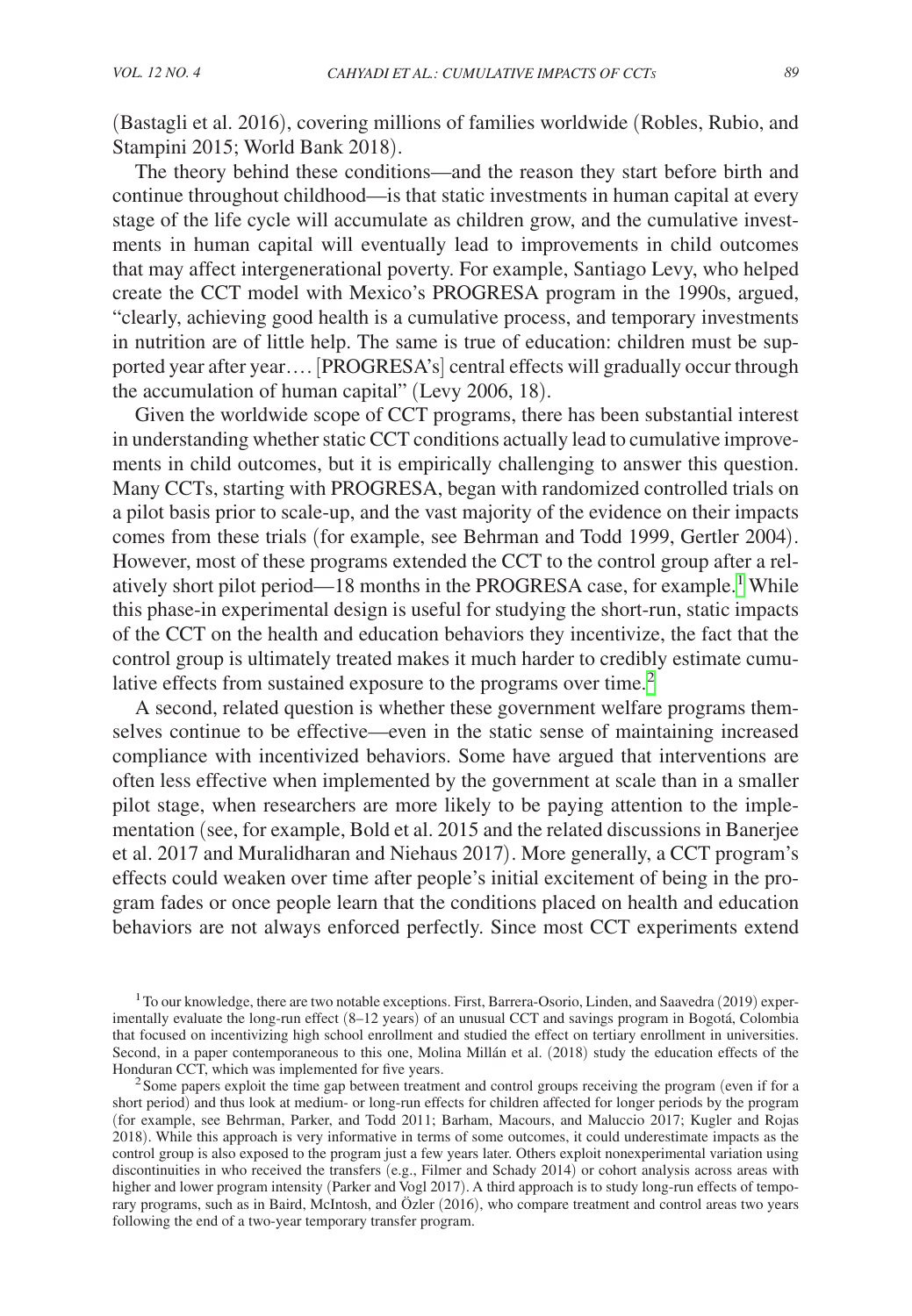(Bastagli et al. 2016), covering millions of families worldwide (Robles, Rubio, and Stampini 2015; World Bank 2018).

The theory behind these conditions—and the reason they start before birth and continue throughout childhood—is that static investments in human capital at every stage of the life cycle will accumulate as children grow, and the cumulative investments in human capital will eventually lead to improvements in child outcomes that may affect intergenerational poverty. For example, Santiago Levy, who helped create the CCT model with Mexico's PROGRESA program in the 1990s, argued, "clearly, achieving good health is a cumulative process, and temporary investments in nutrition are of little help. The same is true of education: children must be supported year after year.... [PROGRESA's] central effects will gradually occur through the accumulation of human capital" (Levy 2006, 18).

Given the worldwide scope of CCT programs, there has been substantial interest in understanding whether static CCT conditions actually lead to cumulative improvements in child outcomes, but it is empirically challenging to answer this question. Many CCTs, starting with PROGRESA, began with randomized controlled trials on a pilot basis prior to scale-up, and the vast majority of the evidence on their impacts comes from these trials (for example, see Behrman and Todd 1999, Gertler 2004). However, most of these programs extended the CCT to the control group after a relatively short pilot period—18 months in the PROGRESA case, for example.[1] While this phase-in experimental design is useful for studying the short-run, static impacts of the CCT on the health and education behaviors they incentivize, the fact that the control group is ultimately treated makes it much harder to credibly estimate cumulative effects from sustained exposure to the programs over time.[2]

A second, related question is whether these government welfare programs themselves continue to be effective—even in the static sense of maintaining increased compliance with incentivized behaviors. Some have argued that interventions are often less effective when implemented by the government at scale than in a smaller pilot stage, when researchers are more likely to be paying attention to the implementation (see, for example, Bold et al. 2015 and the related discussions in Banerjee et al. 2017 and Muralidharan and Niehaus 2017). More generally, a CCT program's effects could weaken over time after people's initial excitement of being in the program fades or once people learn that the conditions placed on health and education behaviors are not always enforced perfectly. Since most CCT experiments extend

[1] To our knowledge, there are two notable exceptions. First, Barrera-Osorio, Linden, and Saavedra (2019) experimentally evaluate the long-run effect (8–12 years) of an unusual CCT and savings program in Bogotá, Colombia that focused on incentivizing high school enrollment and studied the effect on tertiary enrollment in universities. Second, in a paper contemporaneous to this one, Molina Millán et al. (2018) study the education effects of the Honduran CCT, which was implemented for five years.

[2] Some papers exploit the time gap between treatment and control groups receiving the program (even if for a short period) and thus look at medium- or long-run effects for children affected for longer periods by the program (for example, see Behrman, Parker, and Todd 2011; Barham, Macours, and Maluccio 2017; Kugler and Rojas 2018). While this approach is very informative in terms of some outcomes, it could underestimate impacts as the control group is also exposed to the program just a few years later. Others exploit nonexperimental variation using discontinuities in who received the transfers (e.g., Filmer and Schady 2014) or cohort analysis across areas with higher and lower program intensity (Parker and Vogl 2017). A third approach is to study long-run effects of temporary programs, such as in Baird, McIntosh, and Özler (2016), who compare treatment and control areas two years following the end of a two-year temporary transfer program.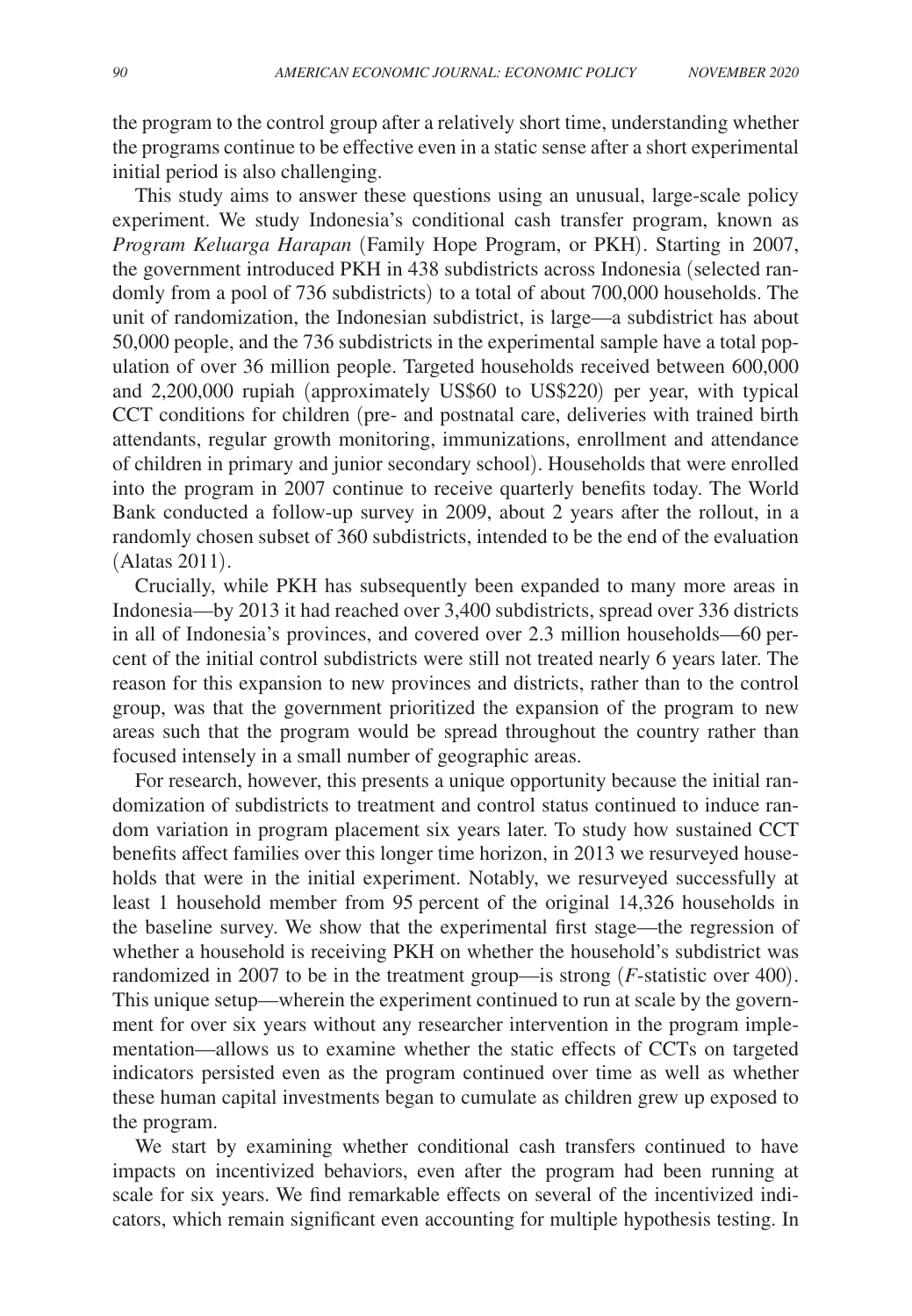the program to the control group after a relatively short time, understanding whether the programs continue to be effective even in a static sense after a short experimental initial period is also challenging.

This study aims to answer these questions using an unusual, large-scale policy experiment. We study Indonesia's conditional cash transfer program, known as *Program Keluarga Harapan* (Family Hope Program, or PKH). Starting in 2007, the government introduced PKH in 438 subdistricts across Indonesia (selected randomly from a pool of 736 subdistricts) to a total of about 700,000 households. The unit of randomization, the Indonesian subdistrict, is large—a subdistrict has about 50,000 people, and the 736 subdistricts in the experimental sample have a total population of over 36 million people. Targeted households received between 600,000 and 2,200,000 rupiah (approximately US$60 to US$220) per year, with typical CCT conditions for children (pre- and postnatal care, deliveries with trained birth attendants, regular growth monitoring, immunizations, enrollment and attendance of children in primary and junior secondary school). Households that were enrolled into the program in 2007 continue to receive quarterly benefits today. The World Bank conducted a follow-up survey in 2009, about 2 years after the rollout, in a randomly chosen subset of 360 subdistricts, intended to be the end of the evaluation (Alatas 2011).

Crucially, while PKH has subsequently been expanded to many more areas in Indonesia—by 2013 it had reached over 3,400 subdistricts, spread over 336 districts in all of Indonesia's provinces, and covered over 2.3 million households—60 percent of the initial control subdistricts were still not treated nearly 6 years later. The reason for this expansion to new provinces and districts, rather than to the control group, was that the government prioritized the expansion of the program to new areas such that the program would be spread throughout the country rather than focused intensely in a small number of geographic areas.

For research, however, this presents a unique opportunity because the initial randomization of subdistricts to treatment and control status continued to induce random variation in program placement six years later. To study how sustained CCT benefits affect families over this longer time horizon, in 2013 we resurveyed households that were in the initial experiment. Notably, we resurveyed successfully at least 1 household member from 95 percent of the original 14,326 households in the baseline survey. We show that the experimental first stage—the regression of whether a household is receiving PKH on whether the household's subdistrict was randomized in 2007 to be in the treatment group—is strong ($F$-statistic over 400). This unique setup—wherein the experiment continued to run at scale by the government for over six years without any researcher intervention in the program implementation—allows us to examine whether the static effects of CCTs on targeted indicators persisted even as the program continued over time as well as whether these human capital investments began to cumulate as children grew up exposed to the program.

We start by examining whether conditional cash transfers continued to have impacts on incentivized behaviors, even after the program had been running at scale for six years. We find remarkable effects on several of the incentivized indicators, which remain significant even accounting for multiple hypothesis testing. In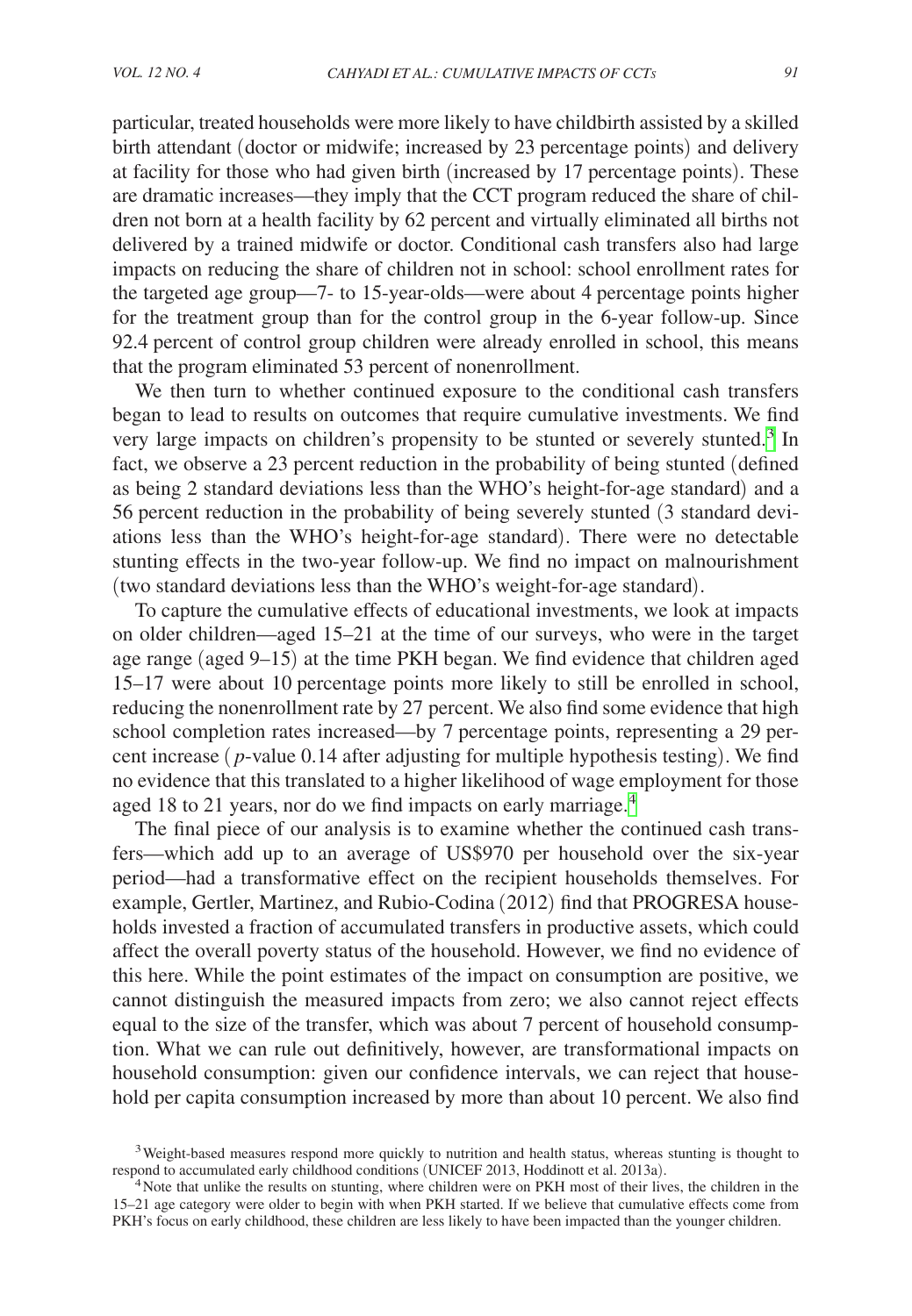particular, treated households were more likely to have childbirth assisted by a skilled birth attendant (doctor or midwife; increased by 23 percentage points) and delivery at facility for those who had given birth (increased by 17 percentage points). These are dramatic increases—they imply that the CCT program reduced the share of children not born at a health facility by 62 percent and virtually eliminated all births not delivered by a trained midwife or doctor. Conditional cash transfers also had large impacts on reducing the share of children not in school: school enrollment rates for the targeted age group—7- to 15-year-olds—were about 4 percentage points higher for the treatment group than for the control group in the 6-year follow-up. Since 92.4 percent of control group children were already enrolled in school, this means that the program eliminated 53 percent of nonenrollment.

We then turn to whether continued exposure to the conditional cash transfers began to lead to results on outcomes that require cumulative investments. We find very large impacts on children's propensity to be stunted or severely stunted.[3] In fact, we observe a 23 percent reduction in the probability of being stunted (defined as being 2 standard deviations less than the WHO's height-for-age standard) and a 56 percent reduction in the probability of being severely stunted (3 standard deviations less than the WHO's height-for-age standard). There were no detectable stunting effects in the two-year follow-up. We find no impact on malnourishment (two standard deviations less than the WHO's weight-for-age standard).

To capture the cumulative effects of educational investments, we look at impacts on older children—aged 15–21 at the time of our surveys, who were in the target age range (aged 9–15) at the time PKH began. We find evidence that children aged 15–17 were about 10 percentage points more likely to still be enrolled in school, reducing the nonenrollment rate by 27 percent. We also find some evidence that high school completion rates increased—by 7 percentage points, representing a 29 percent increase ($p$-value 0.14 after adjusting for multiple hypothesis testing). We find no evidence that this translated to a higher likelihood of wage employment for those aged 18 to 21 years, nor do we find impacts on early marriage.[4]

The final piece of our analysis is to examine whether the continued cash transfers—which add up to an average of US$970 per household over the six-year period—had a transformative effect on the recipient households themselves. For example, Gertler, Martinez, and Rubio-Codina (2012) find that PROGRESA households invested a fraction of accumulated transfers in productive assets, which could affect the overall poverty status of the household. However, we find no evidence of this here. While the point estimates of the impact on consumption are positive, we cannot distinguish the measured impacts from zero; we also cannot reject effects equal to the size of the transfer, which was about 7 percent of household consumption. What we can rule out definitively, however, are transformational impacts on household consumption: given our confidence intervals, we can reject that household per capita consumption increased by more than about 10 percent. We also find

[3] Weight-based measures respond more quickly to nutrition and health status, whereas stunting is thought to respond to accumulated early childhood conditions (UNICEF 2013, Hoddinott et al. 2013a).

[4] Note that unlike the results on stunting, where children were on PKH most of their lives, the children in the 15–21 age category were older to begin with when PKH started. If we believe that cumulative effects come from PKH's focus on early childhood, these children are less likely to have been impacted than the younger children.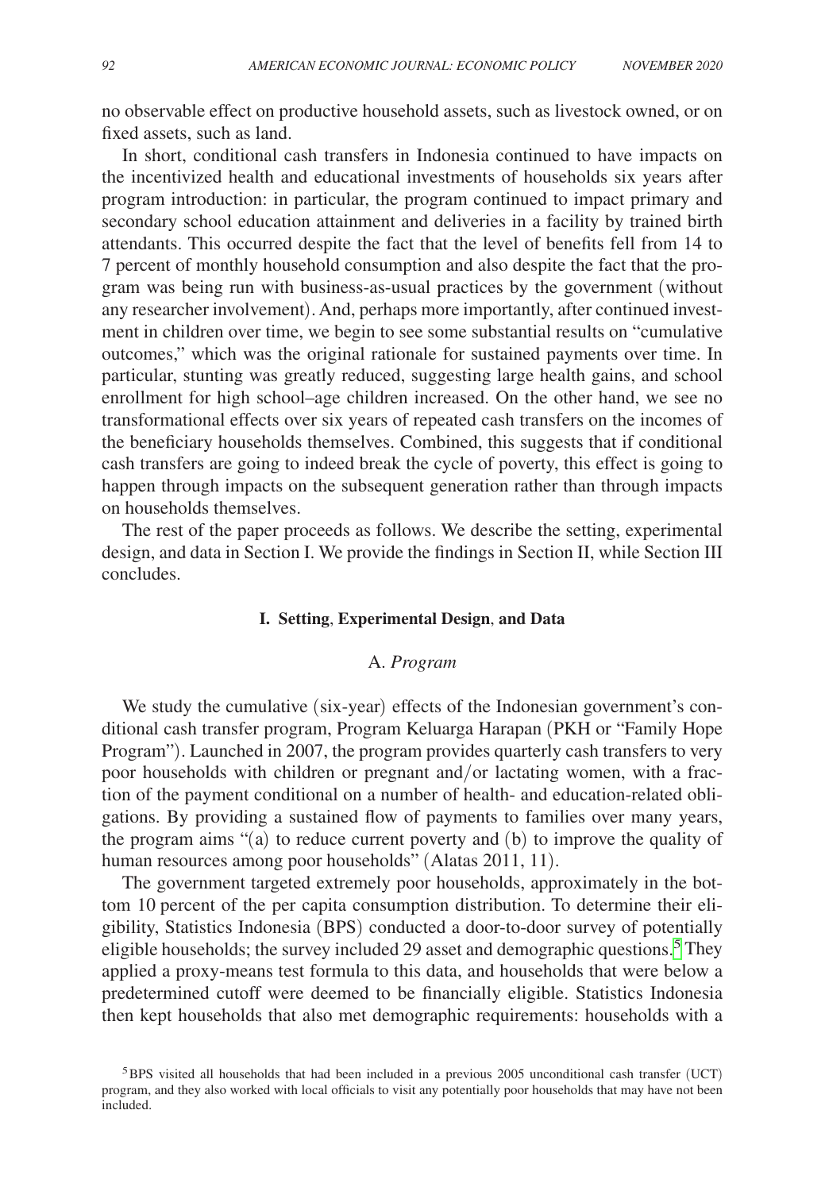no observable effect on productive household assets, such as livestock owned, or on fixed assets, such as land.

In short, conditional cash transfers in Indonesia continued to have impacts on the incentivized health and educational investments of households six years after program introduction: in particular, the program continued to impact primary and secondary school education attainment and deliveries in a facility by trained birth attendants. This occurred despite the fact that the level of benefits fell from 14 to 7 percent of monthly household consumption and also despite the fact that the program was being run with business-as-usual practices by the government (without any researcher involvement). And, perhaps more importantly, after continued investment in children over time, we begin to see some substantial results on "cumulative outcomes," which was the original rationale for sustained payments over time. In particular, stunting was greatly reduced, suggesting large health gains, and school enrollment for high school–age children increased. On the other hand, we see no transformational effects over six years of repeated cash transfers on the incomes of the beneficiary households themselves. Combined, this suggests that if conditional cash transfers are going to indeed break the cycle of poverty, this effect is going to happen through impacts on the subsequent generation rather than through impacts on households themselves.

The rest of the paper proceeds as follows. We describe the setting, experimental design, and data in Section I. We provide the findings in Section II, while Section III concludes.

## I. Setting, Experimental Design, and Data

### A. *Program*

We study the cumulative (six-year) effects of the Indonesian government's conditional cash transfer program, Program Keluarga Harapan (PKH or "Family Hope Program"). Launched in 2007, the program provides quarterly cash transfers to very poor households with children or pregnant and/or lactating women, with a fraction of the payment conditional on a number of health- and education-related obligations. By providing a sustained flow of payments to families over many years, the program aims "(a) to reduce current poverty and (b) to improve the quality of human resources among poor households" (Alatas 2011, 11).

The government targeted extremely poor households, approximately in the bottom 10 percent of the per capita consumption distribution. To determine their eligibility, Statistics Indonesia (BPS) conducted a door-to-door survey of potentially eligible households; the survey included 29 asset and demographic questions.[5] They applied a proxy-means test formula to this data, and households that were below a predetermined cutoff were deemed to be financially eligible. Statistics Indonesia then kept households that also met demographic requirements: households with a

[5] BPS visited all households that had been included in a previous 2005 unconditional cash transfer (UCT) program, and they also worked with local officials to visit any potentially poor households that may have not been included.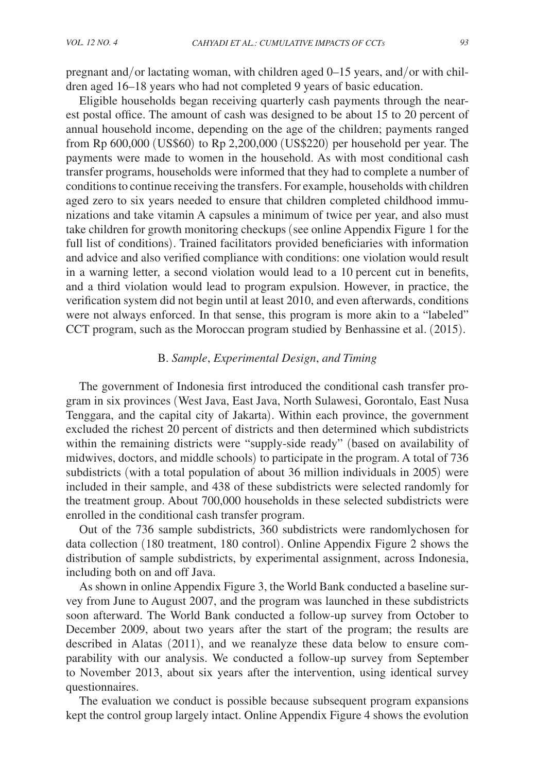pregnant and/or lactating woman, with children aged 0–15 years, and/or with children aged 16–18 years who had not completed 9 years of basic education.

Eligible households began receiving quarterly cash payments through the nearest postal office. The amount of cash was designed to be about 15 to 20 percent of annual household income, depending on the age of the children; payments ranged from Rp 600,000 (US$60) to Rp 2,200,000 (US$220) per household per year. The payments were made to women in the household. As with most conditional cash transfer programs, households were informed that they had to complete a number of conditions to continue receiving the transfers. For example, households with children aged zero to six years needed to ensure that children completed childhood immunizations and take vitamin A capsules a minimum of twice per year, and also must take children for growth monitoring checkups (see online Appendix Figure 1 for the full list of conditions). Trained facilitators provided beneficiaries with information and advice and also verified compliance with conditions: one violation would result in a warning letter, a second violation would lead to a 10 percent cut in benefits, and a third violation would lead to program expulsion. However, in practice, the verification system did not begin until at least 2010, and even afterwards, conditions were not always enforced. In that sense, this program is more akin to a "labeled" CCT program, such as the Moroccan program studied by Benhassine et al. (2015).

## B. *Sample*, *Experimental Design*, *and Timing*

The government of Indonesia first introduced the conditional cash transfer program in six provinces (West Java, East Java, North Sulawesi, Gorontalo, East Nusa Tenggara, and the capital city of Jakarta). Within each province, the government excluded the richest 20 percent of districts and then determined which subdistricts within the remaining districts were "supply-side ready" (based on availability of midwives, doctors, and middle schools) to participate in the program. A total of 736 subdistricts (with a total population of about 36 million individuals in 2005) were included in their sample, and 438 of these subdistricts were selected randomly for the treatment group. About 700,000 households in these selected subdistricts were enrolled in the conditional cash transfer program.

Out of the 736 sample subdistricts, 360 subdistricts were randomlychosen for data collection (180 treatment, 180 control). Online Appendix Figure 2 shows the distribution of sample subdistricts, by experimental assignment, across Indonesia, including both on and off Java.

As shown in online Appendix Figure 3, the World Bank conducted a baseline survey from June to August 2007, and the program was launched in these subdistricts soon afterward. The World Bank conducted a follow-up survey from October to December 2009, about two years after the start of the program; the results are described in Alatas (2011), and we reanalyze these data below to ensure comparability with our analysis. We conducted a follow-up survey from September to November 2013, about six years after the intervention, using identical survey questionnaires.

The evaluation we conduct is possible because subsequent program expansions kept the control group largely intact. Online Appendix Figure 4 shows the evolution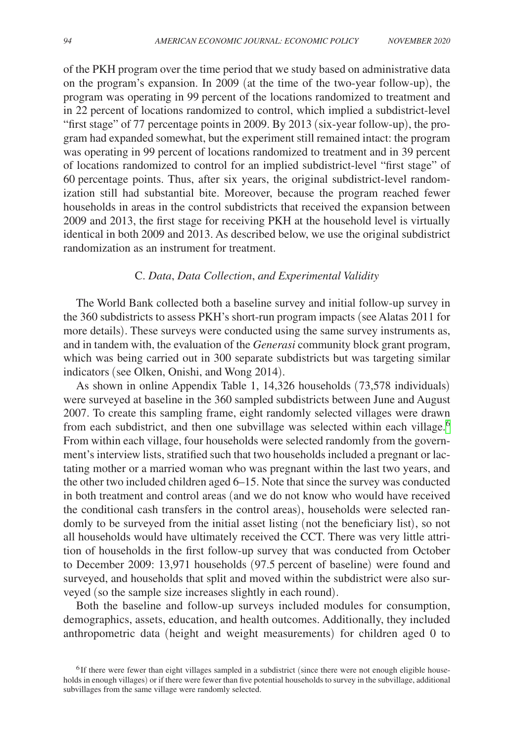of the PKH program over the time period that we study based on administrative data on the program's expansion. In 2009 (at the time of the two-year follow-up), the program was operating in 99 percent of the locations randomized to treatment and in 22 percent of locations randomized to control, which implied a subdistrict-level "first stage" of 77 percentage points in 2009. By 2013 (six-year follow-up), the program had expanded somewhat, but the experiment still remained intact: the program was operating in 99 percent of locations randomized to treatment and in 39 percent of locations randomized to control for an implied subdistrict-level "first stage" of 60 percentage points. Thus, after six years, the original subdistrict-level randomization still had substantial bite. Moreover, because the program reached fewer households in areas in the control subdistricts that received the expansion between 2009 and 2013, the first stage for receiving PKH at the household level is virtually identical in both 2009 and 2013. As described below, we use the original subdistrict randomization as an instrument for treatment.

### C. *Data*, *Data Collection*, *and Experimental Validity*

The World Bank collected both a baseline survey and initial follow-up survey in the 360 subdistricts to assess PKH's short-run program impacts (see Alatas 2011 for more details). These surveys were conducted using the same survey instruments as, and in tandem with, the evaluation of the *Generasi* community block grant program, which was being carried out in 300 separate subdistricts but was targeting similar indicators (see Olken, Onishi, and Wong 2014).

As shown in online Appendix Table 1, 14,326 households (73,578 individuals) were surveyed at baseline in the 360 sampled subdistricts between June and August 2007. To create this sampling frame, eight randomly selected villages were drawn from each subdistrict, and then one subvillage was selected within each village.[6] From within each village, four households were selected randomly from the government's interview lists, stratified such that two households included a pregnant or lactating mother or a married woman who was pregnant within the last two years, and the other two included children aged 6–15. Note that since the survey was conducted in both treatment and control areas (and we do not know who would have received the conditional cash transfers in the control areas), households were selected randomly to be surveyed from the initial asset listing (not the beneficiary list), so not all households would have ultimately received the CCT. There was very little attrition of households in the first follow-up survey that was conducted from October to December 2009: 13,971 households (97.5 percent of baseline) were found and surveyed, and households that split and moved within the subdistrict were also surveyed (so the sample size increases slightly in each round).

Both the baseline and follow-up surveys included modules for consumption, demographics, assets, education, and health outcomes. Additionally, they included anthropometric data (height and weight measurements) for children aged 0 to

[6] If there were fewer than eight villages sampled in a subdistrict (since there were not enough eligible households in enough villages) or if there were fewer than five potential households to survey in the subvillage, additional subvillages from the same village were randomly selected.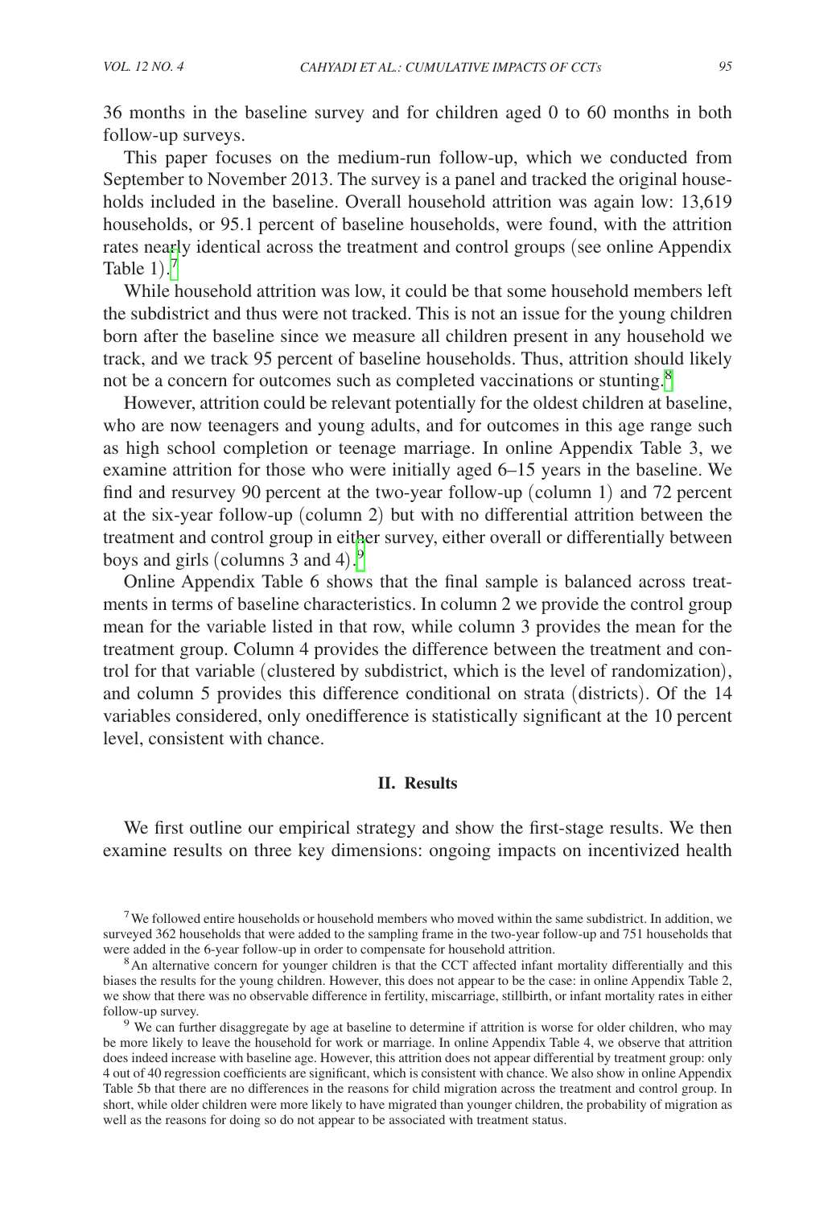36 months in the baseline survey and for children aged 0 to 60 months in both follow-up surveys.

This paper focuses on the medium-run follow-up, which we conducted from September to November 2013. The survey is a panel and tracked the original households included in the baseline. Overall household attrition was again low: 13,619 households, or 95.1 percent of baseline households, were found, with the attrition rates nearly identical across the treatment and control groups (see online Appendix Table 1).[7]

While household attrition was low, it could be that some household members left the subdistrict and thus were not tracked. This is not an issue for the young children born after the baseline since we measure all children present in any household we track, and we track 95 percent of baseline households. Thus, attrition should likely not be a concern for outcomes such as completed vaccinations or stunting.[8]

However, attrition could be relevant potentially for the oldest children at baseline, who are now teenagers and young adults, and for outcomes in this age range such as high school completion or teenage marriage. In online Appendix Table 3, we examine attrition for those who were initially aged 6–15 years in the baseline. We find and resurvey 90 percent at the two-year follow-up (column 1) and 72 percent at the six-year follow-up (column 2) but with no differential attrition between the treatment and control group in either survey, either overall or differentially between boys and girls (columns 3 and 4).[9]

Online Appendix Table 6 shows that the final sample is balanced across treatments in terms of baseline characteristics. In column 2 we provide the control group mean for the variable listed in that row, while column 3 provides the mean for the treatment group. Column 4 provides the difference between the treatment and control for that variable (clustered by subdistrict, which is the level of randomization), and column 5 provides this difference conditional on strata (districts). Of the 14 variables considered, only onedifference is statistically significant at the 10 percent level, consistent with chance.

## II. Results

We first outline our empirical strategy and show the first-stage results. We then examine results on three key dimensions: ongoing impacts on incentivized health

[7] We followed entire households or household members who moved within the same subdistrict. In addition, we surveyed 362 households that were added to the sampling frame in the two-year follow-up and 751 households that were added in the 6-year follow-up in order to compensate for household attrition.

[8] An alternative concern for younger children is that the CCT affected infant mortality differentially and this biases the results for the young children. However, this does not appear to be the case: in online Appendix Table 2, we show that there was no observable difference in fertility, miscarriage, stillbirth, or infant mortality rates in either follow-up survey.

[9] We can further disaggregate by age at baseline to determine if attrition is worse for older children, who may be more likely to leave the household for work or marriage. In online Appendix Table 4, we observe that attrition does indeed increase with baseline age. However, this attrition does not appear differential by treatment group: only 4 out of 40 regression coefficients are significant, which is consistent with chance. We also show in online Appendix Table 5b that there are no differences in the reasons for child migration across the treatment and control group. In short, while older children were more likely to have migrated than younger children, the probability of migration as well as the reasons for doing so do not appear to be associated with treatment status.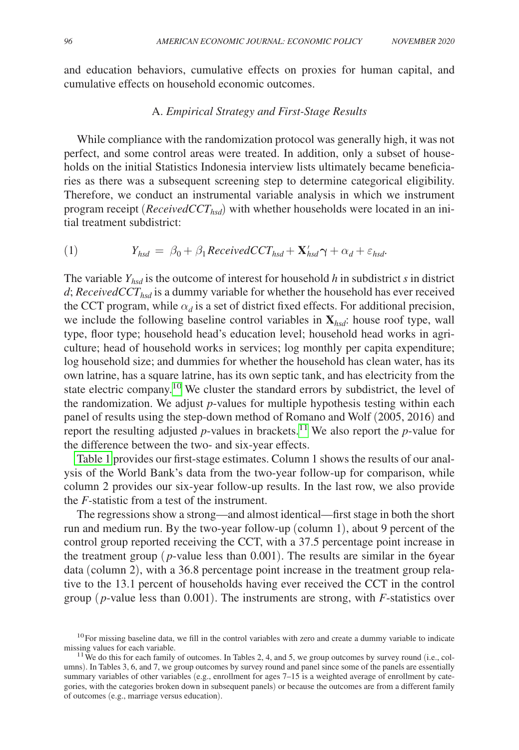and education behaviors, cumulative effects on proxies for human capital, and cumulative effects on household economic outcomes.

### A. *Empirical Strategy and First-Stage Results*

While compliance with the randomization protocol was generally high, it was not perfect, and some control areas were treated. In addition, only a subset of households on the initial Statistics Indonesia interview lists ultimately became beneficiaries as there was a subsequent screening step to determine categorical eligibility. Therefore, we conduct an instrumental variable analysis in which we instrument program receipt ($ReceivedCCT_{hsd}$) with whether households were located in an initial treatment subdistrict:

$$(1) \qquad Y_{hsd} = \beta_0 + \beta_1 ReceivedCCT_{hsd} + \mathbf{X}'_{hsd}\gamma + \alpha_d + \varepsilon_{hsd}.$$

The variable $Y_{hsd}$ is the outcome of interest for household $h$ in subdistrict $s$ in district $d$; $ReceivedCCT_{hsd}$ is a dummy variable for whether the household has ever received the CCT program, while $\alpha_d$ is a set of district fixed effects. For additional precision, we include the following baseline control variables in $\mathbf{X}_{hsd}$: house roof type, wall type, floor type; household head's education level; household head works in agriculture; head of household works in services; log monthly per capita expenditure; log household size; and dummies for whether the household has clean water, has its own latrine, has a square latrine, has its own septic tank, and has electricity from the state electric company.[10] We cluster the standard errors by subdistrict, the level of the randomization. We adjust $p$-values for multiple hypothesis testing within each panel of results using the step-down method of Romano and Wolf (2005, 2016) and report the resulting adjusted $p$-values in brackets.[11] We also report the $p$-value for the difference between the two- and six-year effects.

Table 1 provides our first-stage estimates. Column 1 shows the results of our analysis of the World Bank's data from the two-year follow-up for comparison, while column 2 provides our six-year follow-up results. In the last row, we also provide the $F$-statistic from a test of the instrument.

The regressions show a strong—and almost identical—first stage in both the short run and medium run. By the two-year follow-up (column 1), about 9 percent of the control group reported receiving the CCT, with a 37.5 percentage point increase in the treatment group ($p$-value less than 0.001). The results are similar in the 6year data (column 2), with a 36.8 percentage point increase in the treatment group relative to the 13.1 percent of households having ever received the CCT in the control group ($p$-value less than 0.001). The instruments are strong, with $F$-statistics over

[10] For missing baseline data, we fill in the control variables with zero and create a dummy variable to indicate missing values for each variable.

[11] We do this for each family of outcomes. In Tables 2, 4, and 5, we group outcomes by survey round (i.e., columns). In Tables 3, 6, and 7, we group outcomes by survey round and panel since some of the panels are essentially summary variables of other variables (e.g., enrollment for ages 7–15 is a weighted average of enrollment by categories, with the categories broken down in subsequent panels) or because the outcomes are from a different family of outcomes (e.g., marriage versus education).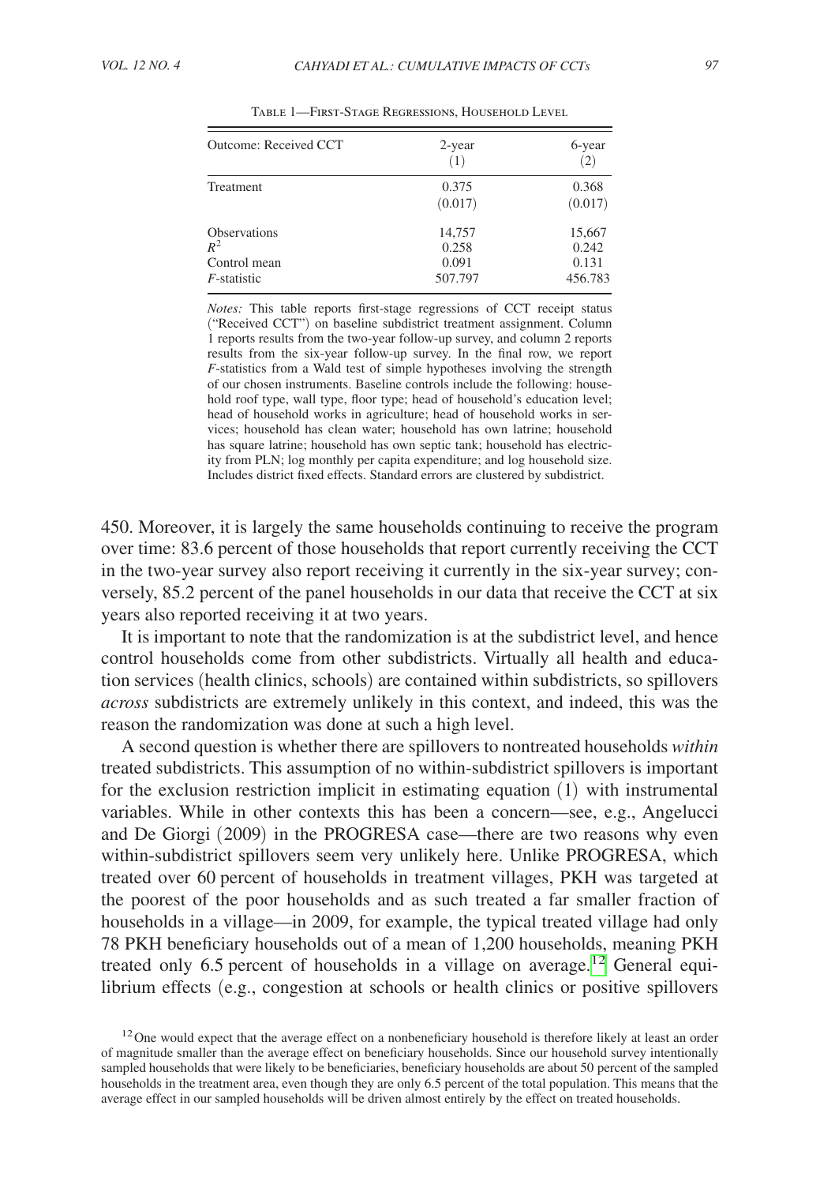Table 1—First-Stage Regressions, Household Level

| Outcome: Received CCT | 2-year (1) | 6-year (2) |
|---|---|---|
| Treatment | 0.375 | 0.368 |
| | (0.017) | (0.017) |
| Observations | 14,757 | 15,667 |
| $R^2$ | 0.258 | 0.242 |
| Control mean | 0.091 | 0.131 |
| *F*-statistic | 507.797 | 456.783 |

*Notes:* This table reports first-stage regressions of CCT receipt status ("Received CCT") on baseline subdistrict treatment assignment. Column 1 reports results from the two-year follow-up survey, and column 2 reports results from the six-year follow-up survey. In the final row, we report *F*-statistics from a Wald test of simple hypotheses involving the strength of our chosen instruments. Baseline controls include the following: household roof type, wall type, floor type; head of household's education level; head of household works in agriculture; head of household works in services; household has clean water; household has own latrine; household has square latrine; household has own septic tank; household has electricity from PLN; log monthly per capita expenditure; and log household size. Includes district fixed effects. Standard errors are clustered by subdistrict.

450. Moreover, it is largely the same households continuing to receive the program over time: 83.6 percent of those households that report currently receiving the CCT in the two-year survey also report receiving it currently in the six-year survey; conversely, 85.2 percent of the panel households in our data that receive the CCT at six years also reported receiving it at two years.

It is important to note that the randomization is at the subdistrict level, and hence control households come from other subdistricts. Virtually all health and education services (health clinics, schools) are contained within subdistricts, so spillovers *across* subdistricts are extremely unlikely in this context, and indeed, this was the reason the randomization was done at such a high level.

A second question is whether there are spillovers to nontreated households *within* treated subdistricts. This assumption of no within-subdistrict spillovers is important for the exclusion restriction implicit in estimating equation (1) with instrumental variables. While in other contexts this has been a concern—see, e.g., Angelucci and De Giorgi (2009) in the PROGRESA case—there are two reasons why even within-subdistrict spillovers seem very unlikely here. Unlike PROGRESA, which treated over 60 percent of households in treatment villages, PKH was targeted at the poorest of the poor households and as such treated a far smaller fraction of households in a village—in 2009, for example, the typical treated village had only 78 PKH beneficiary households out of a mean of 1,200 households, meaning PKH treated only 6.5 percent of households in a village on average.[12] General equilibrium effects (e.g., congestion at schools or health clinics or positive spillovers

[12] One would expect that the average effect on a nonbeneficiary household is therefore likely at least an order of magnitude smaller than the average effect on beneficiary households. Since our household survey intentionally sampled households that were likely to be beneficiaries, beneficiary households are about 50 percent of the sampled households in the treatment area, even though they are only 6.5 percent of the total population. This means that the average effect in our sampled households will be driven almost entirely by the effect on treated households.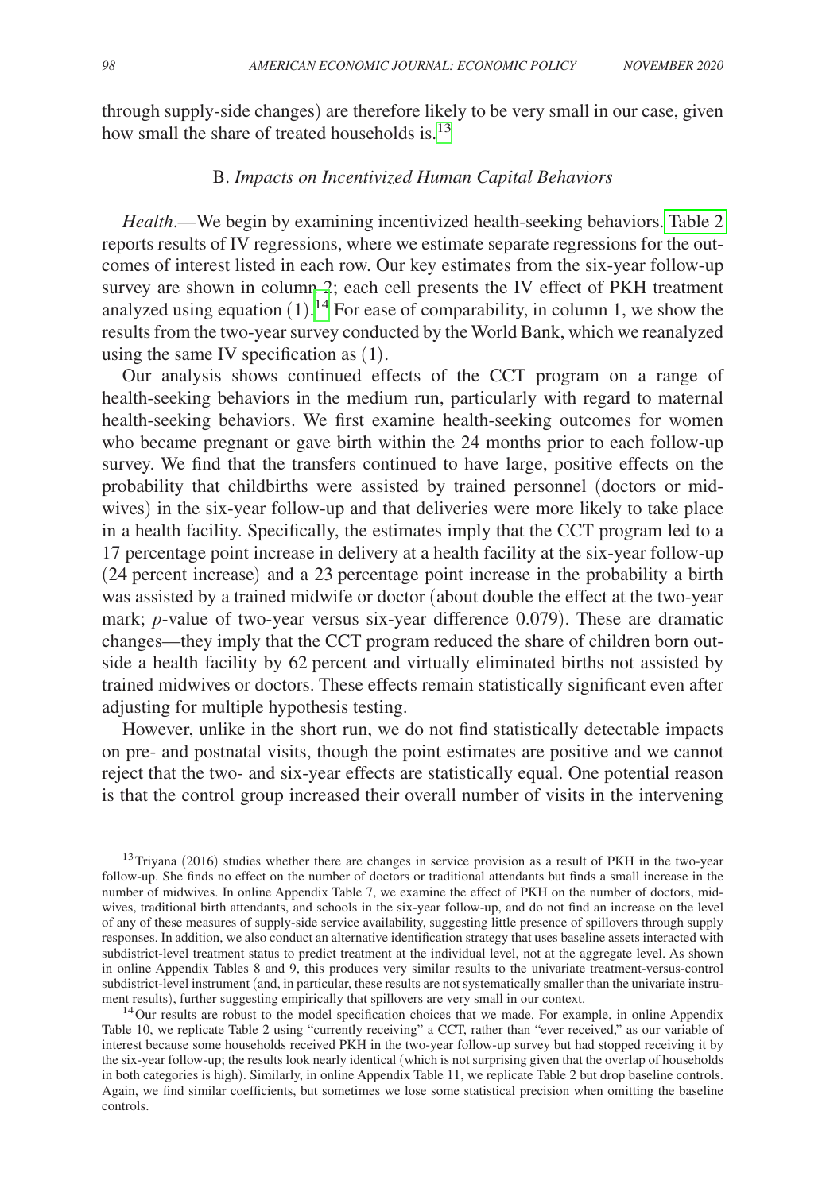through supply-side changes) are therefore likely to be very small in our case, given how small the share of treated households is.[13]

### B. *Impacts on Incentivized Human Capital Behaviors*

*Health*.—We begin by examining incentivized health-seeking behaviors. Table 2 reports results of IV regressions, where we estimate separate regressions for the outcomes of interest listed in each row. Our key estimates from the six-year follow-up survey are shown in column 2; each cell presents the IV effect of PKH treatment analyzed using equation (1).[14] For ease of comparability, in column 1, we show the results from the two-year survey conducted by the World Bank, which we reanalyzed using the same IV specification as (1).

Our analysis shows continued effects of the CCT program on a range of health-seeking behaviors in the medium run, particularly with regard to maternal health-seeking behaviors. We first examine health-seeking outcomes for women who became pregnant or gave birth within the 24 months prior to each follow-up survey. We find that the transfers continued to have large, positive effects on the probability that childbirths were assisted by trained personnel (doctors or midwives) in the six-year follow-up and that deliveries were more likely to take place in a health facility. Specifically, the estimates imply that the CCT program led to a 17 percentage point increase in delivery at a health facility at the six-year follow-up (24 percent increase) and a 23 percentage point increase in the probability a birth was assisted by a trained midwife or doctor (about double the effect at the two-year mark; *p*-value of two-year versus six-year difference 0.079). These are dramatic changes—they imply that the CCT program reduced the share of children born outside a health facility by 62 percent and virtually eliminated births not assisted by trained midwives or doctors. These effects remain statistically significant even after adjusting for multiple hypothesis testing.

However, unlike in the short run, we do not find statistically detectable impacts on pre- and postnatal visits, though the point estimates are positive and we cannot reject that the two- and six-year effects are statistically equal. One potential reason is that the control group increased their overall number of visits in the intervening

[13] Triyana (2016) studies whether there are changes in service provision as a result of PKH in the two-year follow-up. She finds no effect on the number of doctors or traditional attendants but finds a small increase in the number of midwives. In online Appendix Table 7, we examine the effect of PKH on the number of doctors, midwives, traditional birth attendants, and schools in the six-year follow-up, and do not find an increase on the level of any of these measures of supply-side service availability, suggesting little presence of spillovers through supply responses. In addition, we also conduct an alternative identification strategy that uses baseline assets interacted with subdistrict-level treatment status to predict treatment at the individual level, not at the aggregate level. As shown in online Appendix Tables 8 and 9, this produces very similar results to the univariate treatment-versus-control subdistrict-level instrument (and, in particular, these results are not systematically smaller than the univariate instrument results), further suggesting empirically that spillovers are very small in our context.

[14] Our results are robust to the model specification choices that we made. For example, in online Appendix Table 10, we replicate Table 2 using "currently receiving" a CCT, rather than "ever received," as our variable of interest because some households received PKH in the two-year follow-up survey but had stopped receiving it by the six-year follow-up; the results look nearly identical (which is not surprising given that the overlap of households in both categories is high). Similarly, in online Appendix Table 11, we replicate Table 2 but drop baseline controls. Again, we find similar coefficients, but sometimes we lose some statistical precision when omitting the baseline controls.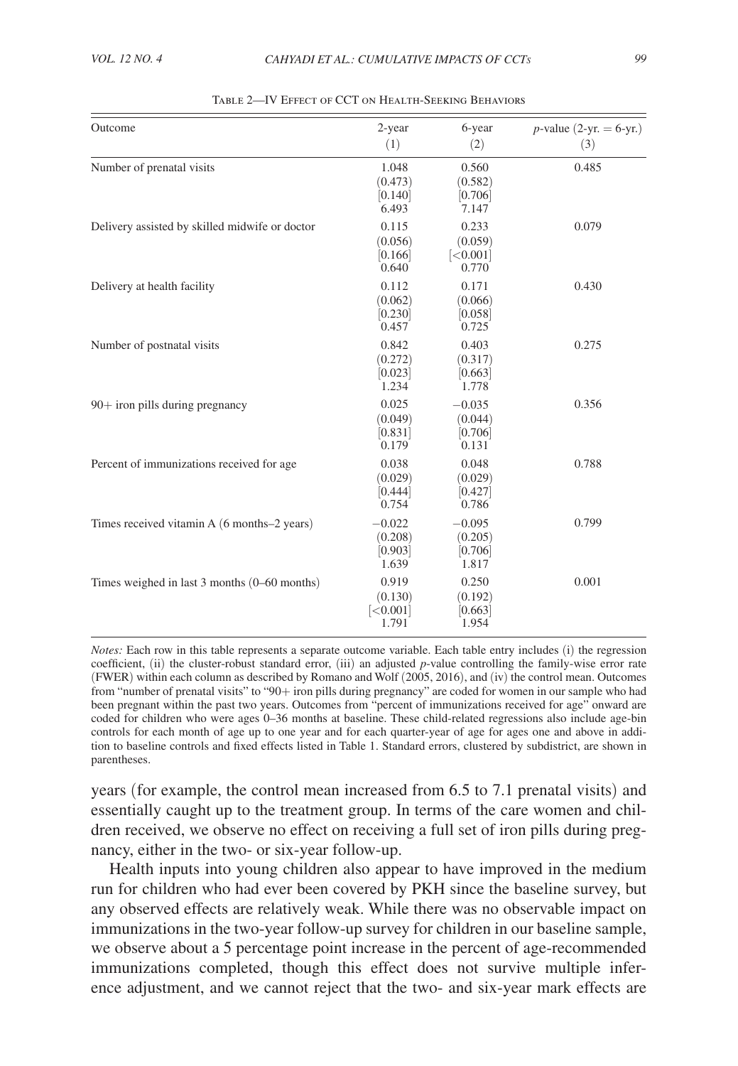Table 2—IV Effect of CCT on Health-Seeking Behaviors

| Outcome | 2-year (1) | 6-year (2) | $p$-value (2-yr. = 6-yr.) (3) |
|---|---|---|---|
| Number of prenatal visits | 1.048 | 0.560 | 0.485 |
| | (0.473) | (0.582) | |
| | [0.140] | [0.706] | |
| | 6.493 | 7.147 | |
| Delivery assisted by skilled midwife or doctor | 0.115 | 0.233 | 0.079 |
| | (0.056) | (0.059) | |
| | [0.166] | [<0.001] | |
| | 0.640 | 0.770 | |
| Delivery at health facility | 0.112 | 0.171 | 0.430 |
| | (0.062) | (0.066) | |
| | [0.230] | [0.058] | |
| | 0.457 | 0.725 | |
| Number of postnatal visits | 0.842 | 0.403 | 0.275 |
| | (0.272) | (0.317) | |
| | [0.023] | [0.663] | |
| | 1.234 | 1.778 | |
| 90+ iron pills during pregnancy | 0.025 | −0.035 | 0.356 |
| | (0.049) | (0.044) | |
| | [0.831] | [0.706] | |
| | 0.179 | 0.131 | |
| Percent of immunizations received for age | 0.038 | 0.048 | 0.788 |
| | (0.029) | (0.029) | |
| | [0.444] | [0.427] | |
| | 0.754 | 0.786 | |
| Times received vitamin A (6 months–2 years) | −0.022 | −0.095 | 0.799 |
| | (0.208) | (0.205) | |
| | [0.903] | [0.706] | |
| | 1.639 | 1.817 | |
| Times weighed in last 3 months (0–60 months) | 0.919 | 0.250 | 0.001 |
| | (0.130) | (0.192) | |
| | [<0.001] | [0.663] | |
| | 1.791 | 1.954 | |

*Notes:* Each row in this table represents a separate outcome variable. Each table entry includes (i) the regression coefficient, (ii) the cluster-robust standard error, (iii) an adjusted $p$-value controlling the family-wise error rate (FWER) within each column as described by Romano and Wolf (2005, 2016), and (iv) the control mean. Outcomes from "number of prenatal visits" to "90+ iron pills during pregnancy" are coded for women in our sample who had been pregnant within the past two years. Outcomes from "percent of immunizations received for age" onward are coded for children who were ages 0–36 months at baseline. These child-related regressions also include age-bin controls for each month of age up to one year and for each quarter-year of age for ages one and above in addition to baseline controls and fixed effects listed in Table 1. Standard errors, clustered by subdistrict, are shown in parentheses.

years (for example, the control mean increased from 6.5 to 7.1 prenatal visits) and essentially caught up to the treatment group. In terms of the care women and children received, we observe no effect on receiving a full set of iron pills during pregnancy, either in the two- or six-year follow-up.

Health inputs into young children also appear to have improved in the medium run for children who had ever been covered by PKH since the baseline survey, but any observed effects are relatively weak. While there was no observable impact on immunizations in the two-year follow-up survey for children in our baseline sample, we observe about a 5 percentage point increase in the percent of age-recommended immunizations completed, though this effect does not survive multiple inference adjustment, and we cannot reject that the two- and six-year mark effects are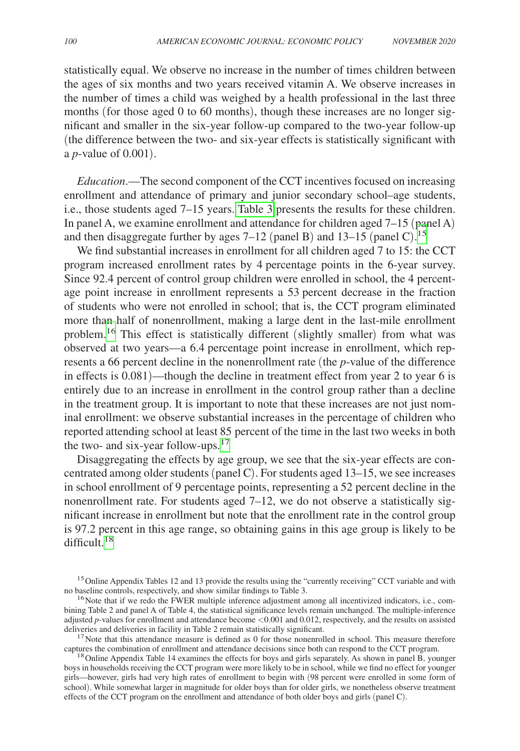statistically equal. We observe no increase in the number of times children between the ages of six months and two years received vitamin A. We observe increases in the number of times a child was weighed by a health professional in the last three months (for those aged 0 to 60 months), though these increases are no longer significant and smaller in the six-year follow-up compared to the two-year follow-up (the difference between the two- and six-year effects is statistically significant with a $p$-value of 0.001).

*Education*.—The second component of the CCT incentives focused on increasing enrollment and attendance of primary and junior secondary school–age students, i.e., those students aged 7–15 years. Table 3 presents the results for these children. In panel A, we examine enrollment and attendance for children aged 7–15 (panel A) and then disaggregate further by ages 7–12 (panel B) and 13–15 (panel C).[15]

We find substantial increases in enrollment for all children aged 7 to 15: the CCT program increased enrollment rates by 4 percentage points in the 6-year survey. Since 92.4 percent of control group children were enrolled in school, the 4 percentage point increase in enrollment represents a 53 percent decrease in the fraction of students who were not enrolled in school; that is, the CCT program eliminated more than half of nonenrollment, making a large dent in the last-mile enrollment problem.[16] This effect is statistically different (slightly smaller) from what was observed at two years—a 6.4 percentage point increase in enrollment, which represents a 66 percent decline in the nonenrollment rate (the $p$-value of the difference in effects is 0.081)—though the decline in treatment effect from year 2 to year 6 is entirely due to an increase in enrollment in the control group rather than a decline in the treatment group. It is important to note that these increases are not just nominal enrollment: we observe substantial increases in the percentage of children who reported attending school at least 85 percent of the time in the last two weeks in both the two- and six-year follow-ups.[17]

Disaggregating the effects by age group, we see that the six-year effects are concentrated among older students (panel C). For students aged 13–15, we see increases in school enrollment of 9 percentage points, representing a 52 percent decline in the nonenrollment rate. For students aged 7–12, we do not observe a statistically significant increase in enrollment but note that the enrollment rate in the control group is 97.2 percent in this age range, so obtaining gains in this age group is likely to be difficult.[18]

[15] Online Appendix Tables 12 and 13 provide the results using the "currently receiving" CCT variable and with no baseline controls, respectively, and show similar findings to Table 3.

[16] Note that if we redo the FWER multiple inference adjustment among all incentivized indicators, i.e., combining Table 2 and panel A of Table 4, the statistical significance levels remain unchanged. The multiple-inference adjusted $p$-values for enrollment and attendance become $<0.001$ and 0.012, respectively, and the results on assisted deliveries and deliveries in facility in Table 2 remain statistically significant.

[17] Note that this attendance measure is defined as 0 for those nonenrolled in school. This measure therefore captures the combination of enrollment and attendance decisions since both can respond to the CCT program.

[18] Online Appendix Table 14 examines the effects for boys and girls separately. As shown in panel B, younger boys in households receiving the CCT program were more likely to be in school, while we find no effect for younger girls—however, girls had very high rates of enrollment to begin with (98 percent were enrolled in some form of school). While somewhat larger in magnitude for older boys than for older girls, we nonetheless observe treatment effects of the CCT program on the enrollment and attendance of both older boys and girls (panel C).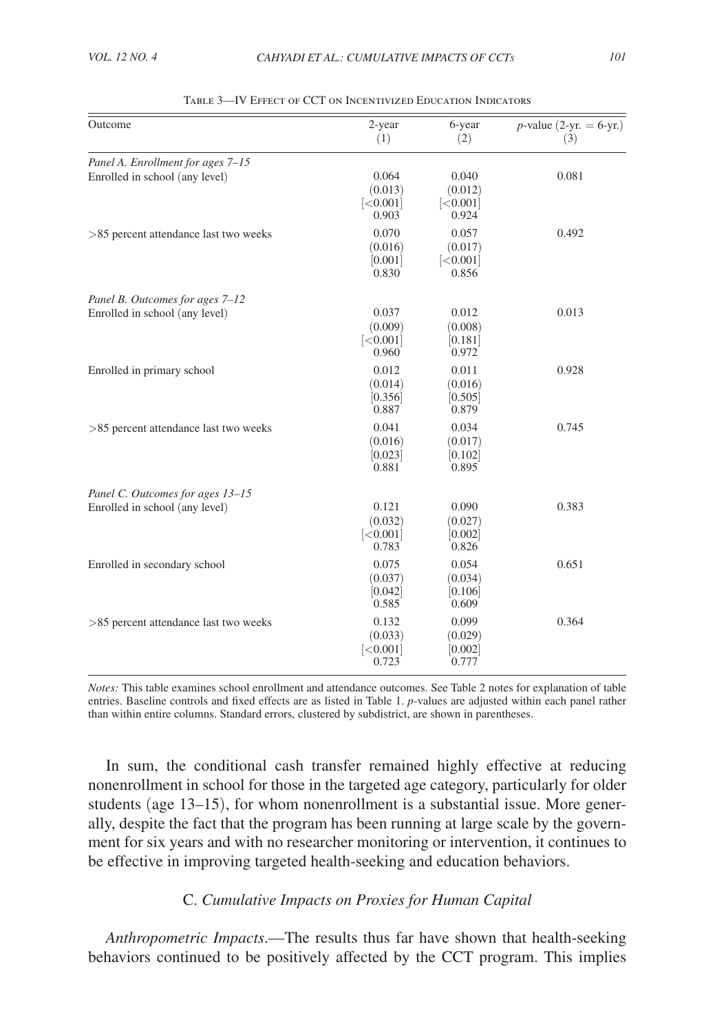Table 3—IV Effect of CCT on Incentivized Education Indicators

| Outcome | 2-year (1) | 6-year (2) | $p$-value (2-yr. = 6-yr.) (3) |
|---|---|---|---|
| *Panel A. Enrollment for ages 7–15* | | | |
| Enrolled in school (any level) | 0.064 | 0.040 | 0.081 |
| | (0.013) | (0.012) | |
| | [<0.001] | [<0.001] | |
| | 0.903 | 0.924 | |
| >85 percent attendance last two weeks | 0.070 | 0.057 | 0.492 |
| | (0.016) | (0.017) | |
| | [0.001] | [<0.001] | |
| | 0.830 | 0.856 | |
| *Panel B. Outcomes for ages 7–12* | | | |
| Enrolled in school (any level) | 0.037 | 0.012 | 0.013 |
| | (0.009) | (0.008) | |
| | [<0.001] | [0.181] | |
| | 0.960 | 0.972 | |
| Enrolled in primary school | 0.012 | 0.011 | 0.928 |
| | (0.014) | (0.016) | |
| | [0.356] | [0.505] | |
| | 0.887 | 0.879 | |
| >85 percent attendance last two weeks | 0.041 | 0.034 | 0.745 |
| | (0.016) | (0.017) | |
| | [0.023] | [0.102] | |
| | 0.881 | 0.895 | |
| *Panel C. Outcomes for ages 13–15* | | | |
| Enrolled in school (any level) | 0.121 | 0.090 | 0.383 |
| | (0.032) | (0.027) | |
| | [<0.001] | [0.002] | |
| | 0.783 | 0.826 | |
| Enrolled in secondary school | 0.075 | 0.054 | 0.651 |
| | (0.037) | (0.034) | |
| | [0.042] | [0.106] | |
| | 0.585 | 0.609 | |
| >85 percent attendance last two weeks | 0.132 | 0.099 | 0.364 |
| | (0.033) | (0.029) | |
| | [<0.001] | [0.002] | |
| | 0.723 | 0.777 | |

*Notes:* This table examines school enrollment and attendance outcomes. See Table 2 notes for explanation of table entries. Baseline controls and fixed effects are as listed in Table 1. $p$-values are adjusted within each panel rather than within entire columns. Standard errors, clustered by subdistrict, are shown in parentheses.

In sum, the conditional cash transfer remained highly effective at reducing nonenrollment in school for those in the targeted age category, particularly for older students (age 13–15), for whom nonenrollment is a substantial issue. More generally, despite the fact that the program has been running at large scale by the government for six years and with no researcher monitoring or intervention, it continues to be effective in improving targeted health-seeking and education behaviors.

### C. *Cumulative Impacts on Proxies for Human Capital*

*Anthropometric Impacts*.—The results thus far have shown that health-seeking behaviors continued to be positively affected by the CCT program. This implies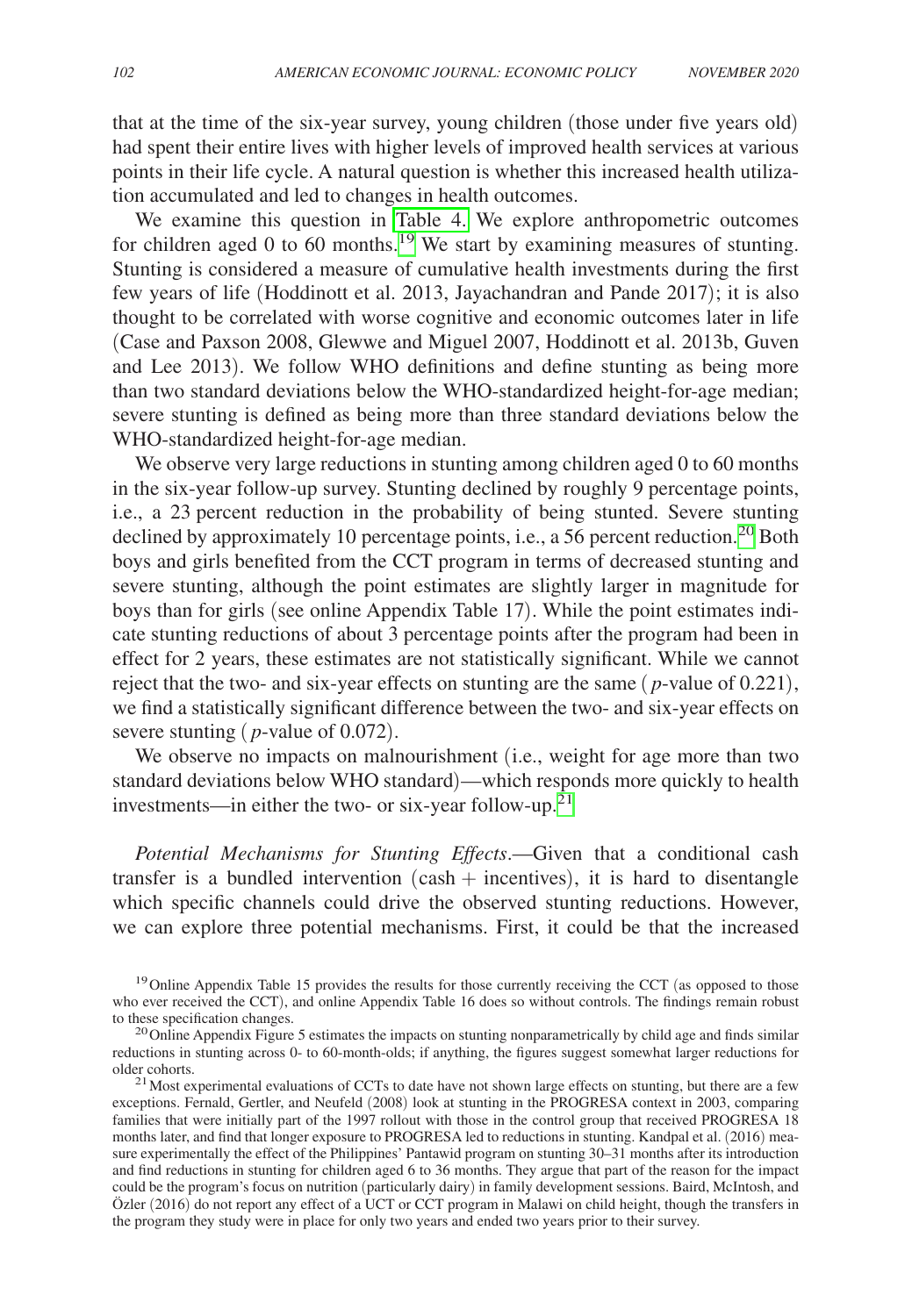that at the time of the six-year survey, young children (those under five years old) had spent their entire lives with higher levels of improved health services at various points in their life cycle. A natural question is whether this increased health utilization accumulated and led to changes in health outcomes.

We examine this question in Table 4. We explore anthropometric outcomes for children aged 0 to 60 months.[19] We start by examining measures of stunting. Stunting is considered a measure of cumulative health investments during the first few years of life (Hoddinott et al. 2013, Jayachandran and Pande 2017); it is also thought to be correlated with worse cognitive and economic outcomes later in life (Case and Paxson 2008, Glewwe and Miguel 2007, Hoddinott et al. 2013b, Guven and Lee 2013). We follow WHO definitions and define stunting as being more than two standard deviations below the WHO-standardized height-for-age median; severe stunting is defined as being more than three standard deviations below the WHO-standardized height-for-age median.

We observe very large reductions in stunting among children aged 0 to 60 months in the six-year follow-up survey. Stunting declined by roughly 9 percentage points, i.e., a 23 percent reduction in the probability of being stunted. Severe stunting declined by approximately 10 percentage points, i.e., a 56 percent reduction.[20] Both boys and girls benefited from the CCT program in terms of decreased stunting and severe stunting, although the point estimates are slightly larger in magnitude for boys than for girls (see online Appendix Table 17). While the point estimates indicate stunting reductions of about 3 percentage points after the program had been in effect for 2 years, these estimates are not statistically significant. While we cannot reject that the two- and six-year effects on stunting are the same ($p$-value of 0.221), we find a statistically significant difference between the two- and six-year effects on severe stunting ($p$-value of 0.072).

We observe no impacts on malnourishment (i.e., weight for age more than two standard deviations below WHO standard)—which responds more quickly to health investments—in either the two- or six-year follow-up.[21]

*Potential Mechanisms for Stunting Effects*.—Given that a conditional cash transfer is a bundled intervention (cash + incentives), it is hard to disentangle which specific channels could drive the observed stunting reductions. However, we can explore three potential mechanisms. First, it could be that the increased

[19] Online Appendix Table 15 provides the results for those currently receiving the CCT (as opposed to those who ever received the CCT), and online Appendix Table 16 does so without controls. The findings remain robust to these specification changes.

[20] Online Appendix Figure 5 estimates the impacts on stunting nonparametrically by child age and finds similar reductions in stunting across 0- to 60-month-olds; if anything, the figures suggest somewhat larger reductions for older cohorts.

[21] Most experimental evaluations of CCTs to date have not shown large effects on stunting, but there are a few exceptions. Fernald, Gertler, and Neufeld (2008) look at stunting in the PROGRESA context in 2003, comparing families that were initially part of the 1997 rollout with those in the control group that received PROGRESA 18 months later, and find that longer exposure to PROGRESA led to reductions in stunting. Kandpal et al. (2016) measure experimentally the effect of the Philippines' Pantawid program on stunting 30–31 months after its introduction and find reductions in stunting for children aged 6 to 36 months. They argue that part of the reason for the impact could be the program's focus on nutrition (particularly dairy) in family development sessions. Baird, McIntosh, and Özler (2016) do not report any effect of a UCT or CCT program in Malawi on child height, though the transfers in the program they study were in place for only two years and ended two years prior to their survey.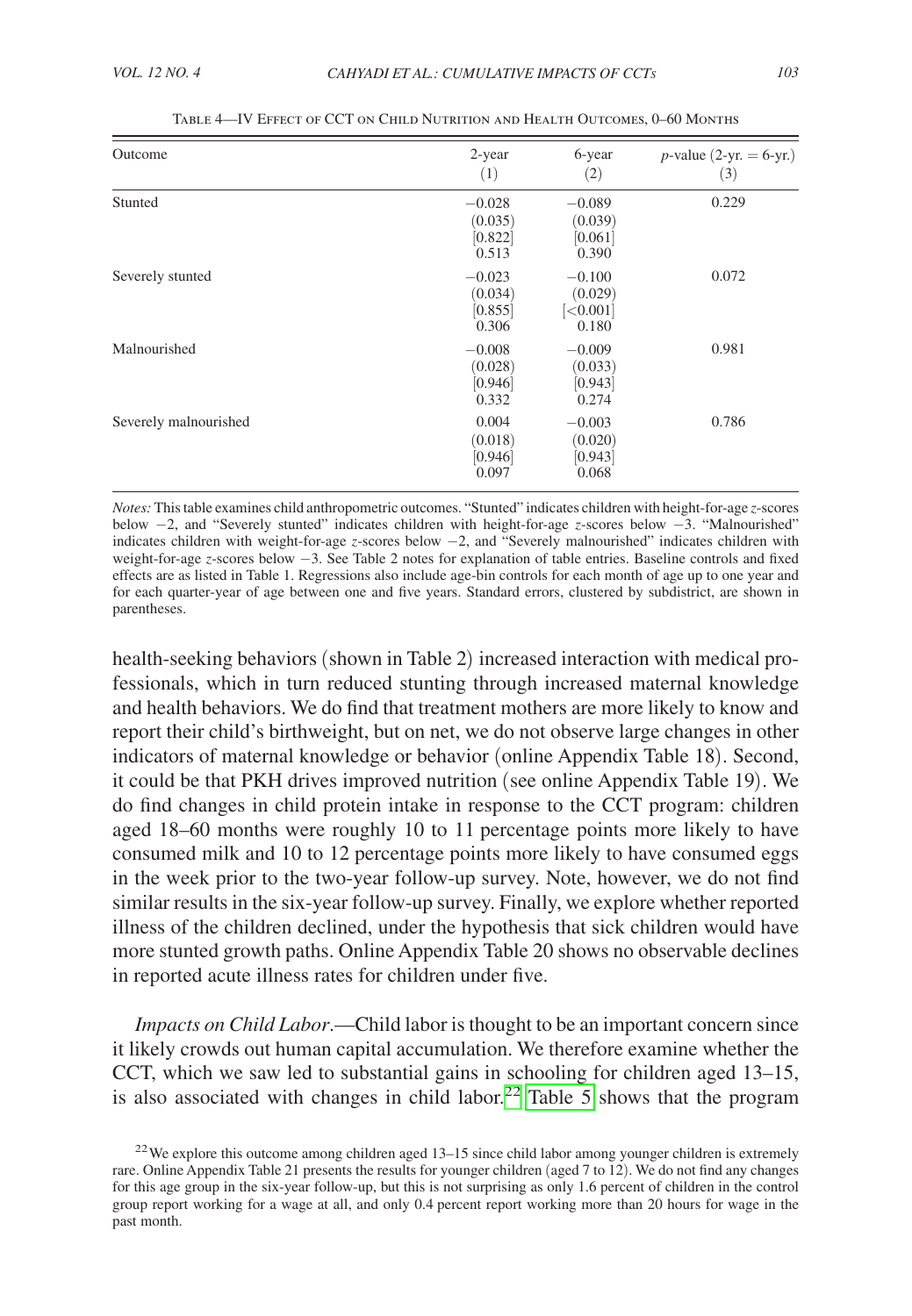Table 4—IV Effect of CCT on Child Nutrition and Health Outcomes, 0–60 Months

| Outcome | 2-year (1) | 6-year (2) | *p*-value (2-yr. = 6-yr.) (3) |
|---|---|---|---|
| Stunted | −0.028 | −0.089 | 0.229 |
| | (0.035) | (0.039) | |
| | [0.822] | [0.061] | |
| | 0.513 | 0.390 | |
| Severely stunted | −0.023 | −0.100 | 0.072 |
| | (0.034) | (0.029) | |
| | [0.855] | [<0.001] | |
| | 0.306 | 0.180 | |
| Malnourished | −0.008 | −0.009 | 0.981 |
| | (0.028) | (0.033) | |
| | [0.946] | [0.943] | |
| | 0.332 | 0.274 | |
| Severely malnourished | 0.004 | −0.003 | 0.786 |
| | (0.018) | (0.020) | |
| | [0.946] | [0.943] | |
| | 0.097 | 0.068 | |

*Notes:* This table examines child anthropometric outcomes. "Stunted" indicates children with height-for-age *z*-scores below −2, and "Severely stunted" indicates children with height-for-age *z*-scores below −3. "Malnourished" indicates children with weight-for-age *z*-scores below −2, and "Severely malnourished" indicates children with weight-for-age *z*-scores below −3. See Table 2 notes for explanation of table entries. Baseline controls and fixed effects are as listed in Table 1. Regressions also include age-bin controls for each month of age up to one year and for each quarter-year of age between one and five years. Standard errors, clustered by subdistrict, are shown in parentheses.

health-seeking behaviors (shown in Table 2) increased interaction with medical professionals, which in turn reduced stunting through increased maternal knowledge and health behaviors. We do find that treatment mothers are more likely to know and report their child's birthweight, but on net, we do not observe large changes in other indicators of maternal knowledge or behavior (online Appendix Table 18). Second, it could be that PKH drives improved nutrition (see online Appendix Table 19). We do find changes in child protein intake in response to the CCT program: children aged 18–60 months were roughly 10 to 11 percentage points more likely to have consumed milk and 10 to 12 percentage points more likely to have consumed eggs in the week prior to the two-year follow-up survey. Note, however, we do not find similar results in the six-year follow-up survey. Finally, we explore whether reported illness of the children declined, under the hypothesis that sick children would have more stunted growth paths. Online Appendix Table 20 shows no observable declines in reported acute illness rates for children under five.

*Impacts on Child Labor*.—Child labor is thought to be an important concern since it likely crowds out human capital accumulation. We therefore examine whether the CCT, which we saw led to substantial gains in schooling for children aged 13–15, is also associated with changes in child labor.[22] Table 5 shows that the program

[22] We explore this outcome among children aged 13–15 since child labor among younger children is extremely rare. Online Appendix Table 21 presents the results for younger children (aged 7 to 12). We do not find any changes for this age group in the six-year follow-up, but this is not surprising as only 1.6 percent of children in the control group report working for a wage at all, and only 0.4 percent report working more than 20 hours for wage in the past month.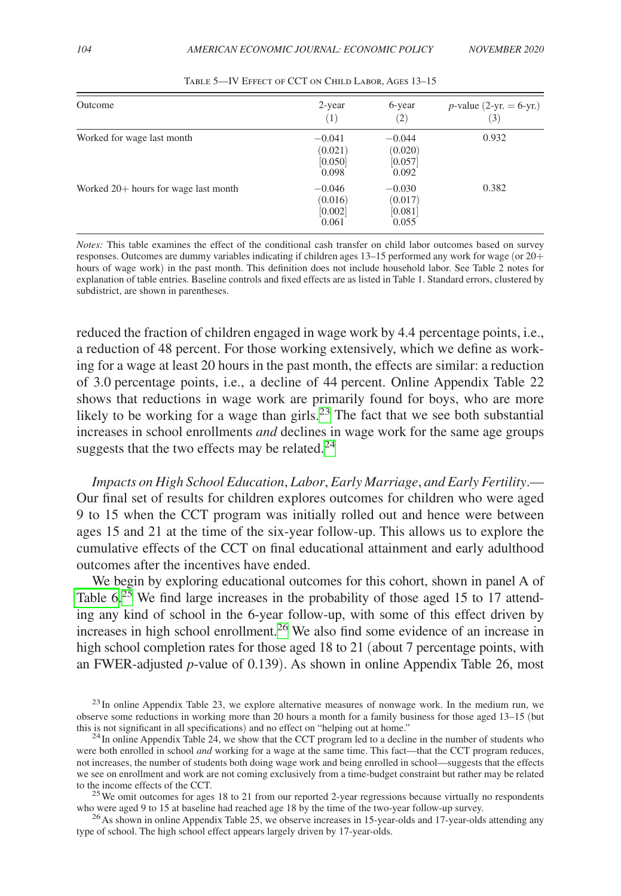Table 5—IV Effect of CCT on Child Labor, Ages 13–15

| Outcome | 2-year (1) | 6-year (2) | $p$-value (2-yr. = 6-yr.) (3) |
|---|---|---|---|
| Worked for wage last month | −0.041 | −0.044 | 0.932 |
| | (0.021) | (0.020) | |
| | [0.050] | [0.057] | |
| | 0.098 | 0.092 | |
| Worked 20+ hours for wage last month | −0.046 | −0.030 | 0.382 |
| | (0.016) | (0.017) | |
| | [0.002] | [0.081] | |
| | 0.061 | 0.055 | |

*Notes:* This table examines the effect of the conditional cash transfer on child labor outcomes based on survey responses. Outcomes are dummy variables indicating if children ages 13–15 performed any work for wage (or 20+ hours of wage work) in the past month. This definition does not include household labor. See Table 2 notes for explanation of table entries. Baseline controls and fixed effects are as listed in Table 1. Standard errors, clustered by subdistrict, are shown in parentheses.

reduced the fraction of children engaged in wage work by 4.4 percentage points, i.e., a reduction of 48 percent. For those working extensively, which we define as working for a wage at least 20 hours in the past month, the effects are similar: a reduction of 3.0 percentage points, i.e., a decline of 44 percent. Online Appendix Table 22 shows that reductions in wage work are primarily found for boys, who are more likely to be working for a wage than girls.[23] The fact that we see both substantial increases in school enrollments *and* declines in wage work for the same age groups suggests that the two effects may be related.[24]

*Impacts on High School Education, Labor, Early Marriage, and Early Fertility.*— Our final set of results for children explores outcomes for children who were aged 9 to 15 when the CCT program was initially rolled out and hence were between ages 15 and 21 at the time of the six-year follow-up. This allows us to explore the cumulative effects of the CCT on final educational attainment and early adulthood outcomes after the incentives have ended.

We begin by exploring educational outcomes for this cohort, shown in panel A of Table 6.[25] We find large increases in the probability of those aged 15 to 17 attending any kind of school in the 6-year follow-up, with some of this effect driven by increases in high school enrollment.[26] We also find some evidence of an increase in high school completion rates for those aged 18 to 21 (about 7 percentage points, with an FWER-adjusted $p$-value of 0.139). As shown in online Appendix Table 26, most

[23] In online Appendix Table 23, we explore alternative measures of nonwage work. In the medium run, we observe some reductions in working more than 20 hours a month for a family business for those aged 13–15 (but this is not significant in all specifications) and no effect on "helping out at home."

[24] In online Appendix Table 24, we show that the CCT program led to a decline in the number of students who were both enrolled in school *and* working for a wage at the same time. This fact—that the CCT program reduces, not increases, the number of students both doing wage work and being enrolled in school—suggests that the effects we see on enrollment and work are not coming exclusively from a time-budget constraint but rather may be related to the income effects of the CCT.

[25] We omit outcomes for ages 18 to 21 from our reported 2-year regressions because virtually no respondents who were aged 9 to 15 at baseline had reached age 18 by the time of the two-year follow-up survey.

[26] As shown in online Appendix Table 25, we observe increases in 15-year-olds and 17-year-olds attending any type of school. The high school effect appears largely driven by 17-year-olds.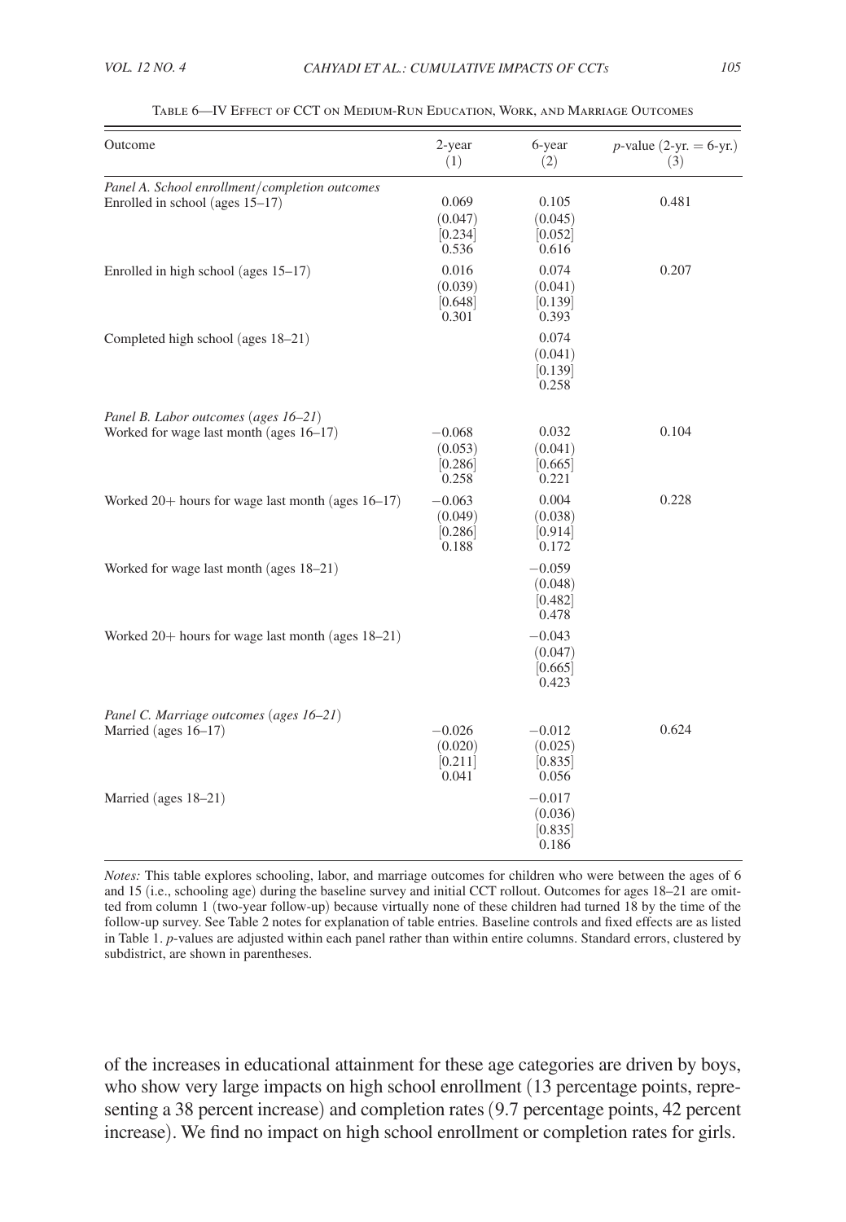Table 6—IV Effect of CCT on Medium-Run Education, Work, and Marriage Outcomes

| Outcome | 2-year (1) | 6-year (2) | $p$-value (2-yr. = 6-yr.) (3) |
|---|---|---|---|
| *Panel A. School enrollment/completion outcomes* | | | |
| Enrolled in school (ages 15–17) | 0.069 | 0.105 | 0.481 |
| | (0.047) | (0.045) | |
| | [0.234] | [0.052] | |
| | 0.536 | 0.616 | |
| Enrolled in high school (ages 15–17) | 0.016 | 0.074 | 0.207 |
| | (0.039) | (0.041) | |
| | [0.648] | [0.139] | |
| | 0.301 | 0.393 | |
| Completed high school (ages 18–21) | | 0.074 | |
| | | (0.041) | |
| | | [0.139] | |
| | | 0.258 | |
| *Panel B. Labor outcomes (ages 16–21)* | | | |
| Worked for wage last month (ages 16–17) | −0.068 | 0.032 | 0.104 |
| | (0.053) | (0.041) | |
| | [0.286] | [0.665] | |
| | 0.258 | 0.221 | |
| Worked 20+ hours for wage last month (ages 16–17) | −0.063 | 0.004 | 0.228 |
| | (0.049) | (0.038) | |
| | [0.286] | [0.914] | |
| | 0.188 | 0.172 | |
| Worked for wage last month (ages 18–21) | | −0.059 | |
| | | (0.048) | |
| | | [0.482] | |
| | | 0.478 | |
| Worked 20+ hours for wage last month (ages 18–21) | | −0.043 | |
| | | (0.047) | |
| | | [0.665] | |
| | | 0.423 | |
| *Panel C. Marriage outcomes (ages 16–21)* | | | |
| Married (ages 16–17) | −0.026 | −0.012 | 0.624 |
| | (0.020) | (0.025) | |
| | [0.211] | [0.835] | |
| | 0.041 | 0.056 | |
| Married (ages 18–21) | | −0.017 | |
| | | (0.036) | |
| | | [0.835] | |
| | | 0.186 | |

*Notes:* This table explores schooling, labor, and marriage outcomes for children who were between the ages of 6 and 15 (i.e., schooling age) during the baseline survey and initial CCT rollout. Outcomes for ages 18–21 are omitted from column 1 (two-year follow-up) because virtually none of these children had turned 18 by the time of the follow-up survey. See Table 2 notes for explanation of table entries. Baseline controls and fixed effects are as listed in Table 1. $p$-values are adjusted within each panel rather than within entire columns. Standard errors, clustered by subdistrict, are shown in parentheses.

of the increases in educational attainment for these age categories are driven by boys, who show very large impacts on high school enrollment (13 percentage points, representing a 38 percent increase) and completion rates (9.7 percentage points, 42 percent increase). We find no impact on high school enrollment or completion rates for girls.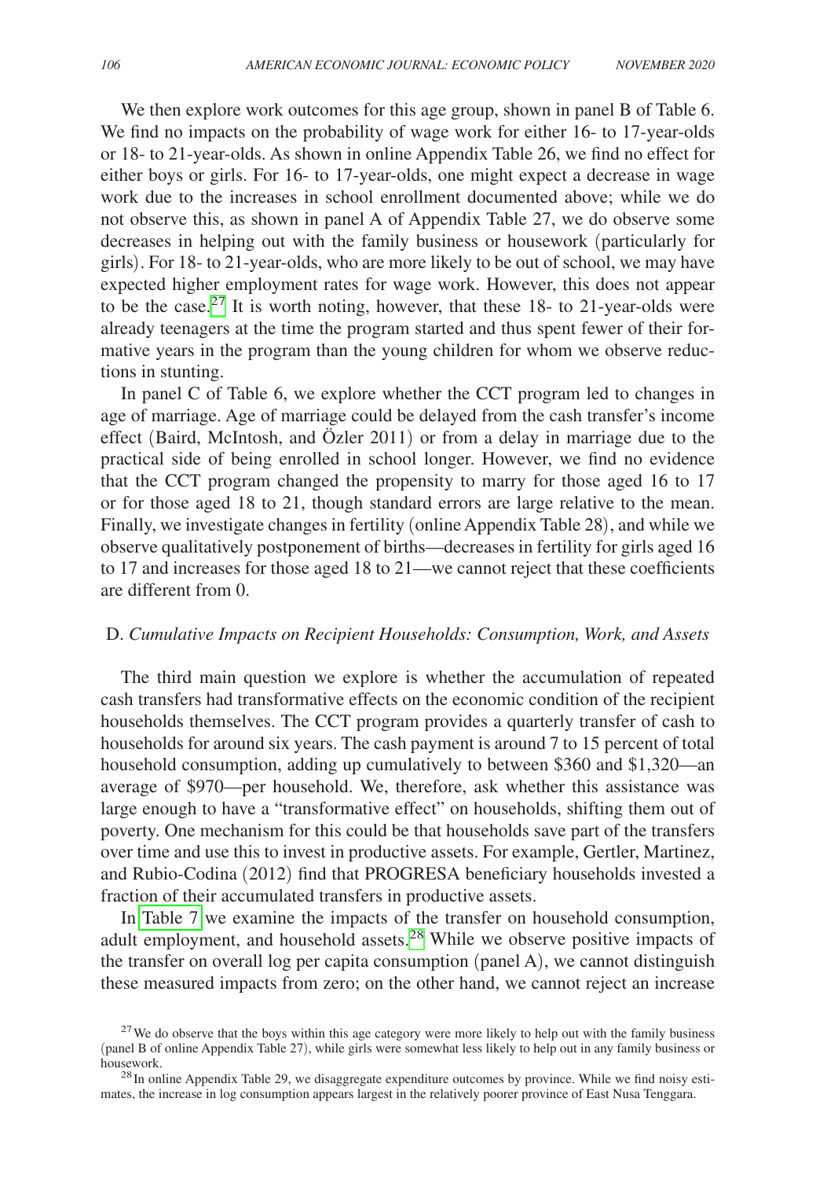We then explore work outcomes for this age group, shown in panel B of Table 6. We find no impacts on the probability of wage work for either 16- to 17-year-olds or 18- to 21-year-olds. As shown in online Appendix Table 26, we find no effect for either boys or girls. For 16- to 17-year-olds, one might expect a decrease in wage work due to the increases in school enrollment documented above; while we do not observe this, as shown in panel A of Appendix Table 27, we do observe some decreases in helping out with the family business or housework (particularly for girls). For 18- to 21-year-olds, who are more likely to be out of school, we may have expected higher employment rates for wage work. However, this does not appear to be the case.[27] It is worth noting, however, that these 18- to 21-year-olds were already teenagers at the time the program started and thus spent fewer of their formative years in the program than the young children for whom we observe reductions in stunting.

In panel C of Table 6, we explore whether the CCT program led to changes in age of marriage. Age of marriage could be delayed from the cash transfer's income effect (Baird, McIntosh, and Özler 2011) or from a delay in marriage due to the practical side of being enrolled in school longer. However, we find no evidence that the CCT program changed the propensity to marry for those aged 16 to 17 or for those aged 18 to 21, though standard errors are large relative to the mean. Finally, we investigate changes in fertility (online Appendix Table 28), and while we observe qualitatively postponement of births—decreases in fertility for girls aged 16 to 17 and increases for those aged 18 to 21—we cannot reject that these coefficients are different from 0.

### D. *Cumulative Impacts on Recipient Households: Consumption, Work, and Assets*

The third main question we explore is whether the accumulation of repeated cash transfers had transformative effects on the economic condition of the recipient households themselves. The CCT program provides a quarterly transfer of cash to households for around six years. The cash payment is around 7 to 15 percent of total household consumption, adding up cumulatively to between $360 and $1,320—an average of $970—per household. We, therefore, ask whether this assistance was large enough to have a "transformative effect" on households, shifting them out of poverty. One mechanism for this could be that households save part of the transfers over time and use this to invest in productive assets. For example, Gertler, Martinez, and Rubio-Codina (2012) find that PROGRESA beneficiary households invested a fraction of their accumulated transfers in productive assets.

In Table 7 we examine the impacts of the transfer on household consumption, adult employment, and household assets.[28] While we observe positive impacts of the transfer on overall log per capita consumption (panel A), we cannot distinguish these measured impacts from zero; on the other hand, we cannot reject an increase

[27] We do observe that the boys within this age category were more likely to help out with the family business (panel B of online Appendix Table 27), while girls were somewhat less likely to help out in any family business or housework.

[28] In online Appendix Table 29, we disaggregate expenditure outcomes by province. While we find noisy estimates, the increase in log consumption appears largest in the relatively poorer province of East Nusa Tenggara.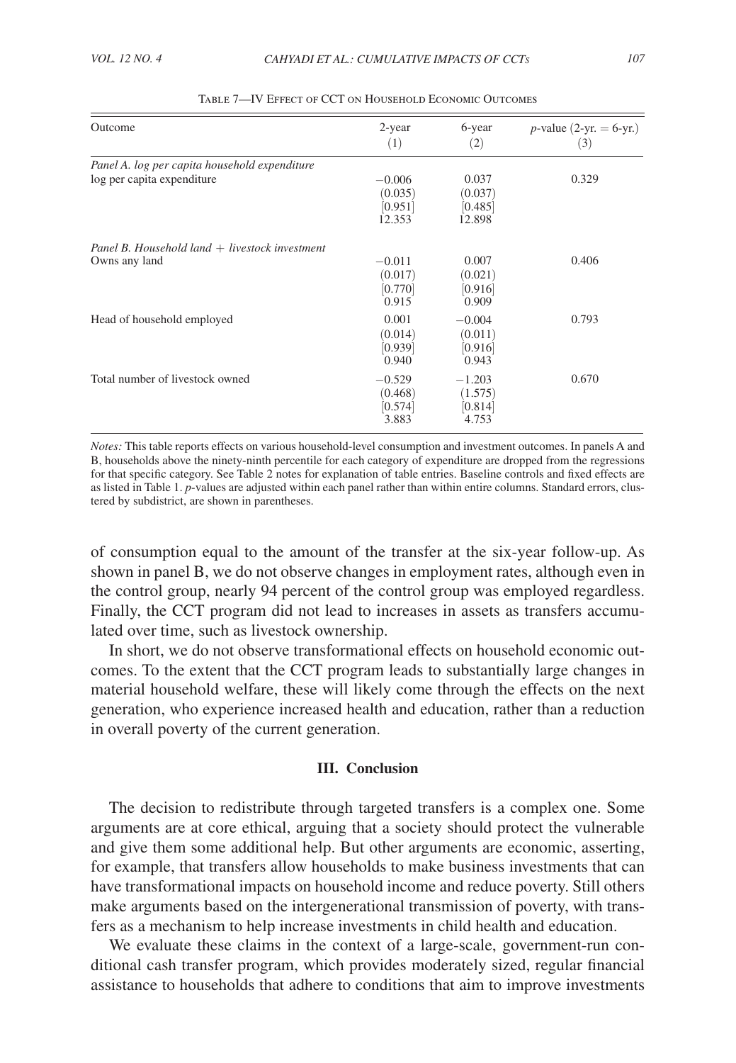Table 7—IV Effect of CCT on Household Economic Outcomes

| Outcome | 2-year (1) | 6-year (2) | $p$-value (2-yr. = 6-yr.) (3) |
|---|---|---|---|
| *Panel A. log per capita household expenditure* | | | |
| log per capita expenditure | −0.006 | 0.037 | 0.329 |
| | (0.035) | (0.037) | |
| | [0.951] | [0.485] | |
| | 12.353 | 12.898 | |
| *Panel B. Household land + livestock investment* | | | |
| Owns any land | −0.011 | 0.007 | 0.406 |
| | (0.017) | (0.021) | |
| | [0.770] | [0.916] | |
| | 0.915 | 0.909 | |
| Head of household employed | 0.001 | −0.004 | 0.793 |
| | (0.014) | (0.011) | |
| | [0.939] | [0.916] | |
| | 0.940 | 0.943 | |
| Total number of livestock owned | −0.529 | −1.203 | 0.670 |
| | (0.468) | (1.575) | |
| | [0.574] | [0.814] | |
| | 3.883 | 4.753 | |

*Notes:* This table reports effects on various household-level consumption and investment outcomes. In panels A and B, households above the ninety-ninth percentile for each category of expenditure are dropped from the regressions for that specific category. See Table 2 notes for explanation of table entries. Baseline controls and fixed effects are as listed in Table 1. $p$-values are adjusted within each panel rather than within entire columns. Standard errors, clustered by subdistrict, are shown in parentheses.

of consumption equal to the amount of the transfer at the six-year follow-up. As shown in panel B, we do not observe changes in employment rates, although even in the control group, nearly 94 percent of the control group was employed regardless. Finally, the CCT program did not lead to increases in assets as transfers accumulated over time, such as livestock ownership.

In short, we do not observe transformational effects on household economic outcomes. To the extent that the CCT program leads to substantially large changes in material household welfare, these will likely come through the effects on the next generation, who experience increased health and education, rather than a reduction in overall poverty of the current generation.

## III. Conclusion

The decision to redistribute through targeted transfers is a complex one. Some arguments are at core ethical, arguing that a society should protect the vulnerable and give them some additional help. But other arguments are economic, asserting, for example, that transfers allow households to make business investments that can have transformational impacts on household income and reduce poverty. Still others make arguments based on the intergenerational transmission of poverty, with transfers as a mechanism to help increase investments in child health and education.

We evaluate these claims in the context of a large-scale, government-run conditional cash transfer program, which provides moderately sized, regular financial assistance to households that adhere to conditions that aim to improve investments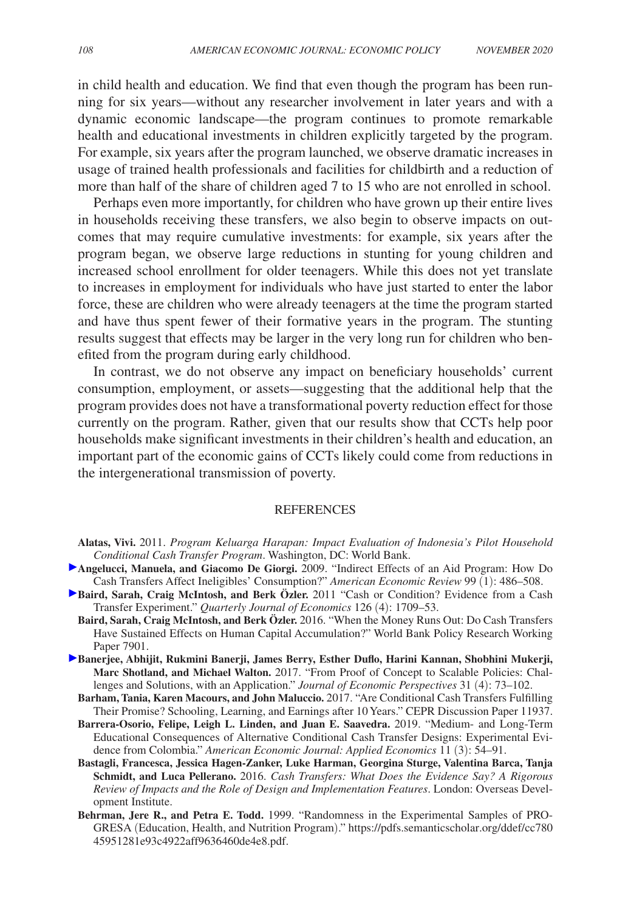in child health and education. We find that even though the program has been running for six years—without any researcher involvement in later years and with a dynamic economic landscape—the program continues to promote remarkable health and educational investments in children explicitly targeted by the program. For example, six years after the program launched, we observe dramatic increases in usage of trained health professionals and facilities for childbirth and a reduction of more than half of the share of children aged 7 to 15 who are not enrolled in school.

Perhaps even more importantly, for children who have grown up their entire lives in households receiving these transfers, we also begin to observe impacts on outcomes that may require cumulative investments: for example, six years after the program began, we observe large reductions in stunting for young children and increased school enrollment for older teenagers. While this does not yet translate to increases in employment for individuals who have just started to enter the labor force, these are children who were already teenagers at the time the program started and have thus spent fewer of their formative years in the program. The stunting results suggest that effects may be larger in the very long run for children who benefited from the program during early childhood.

In contrast, we do not observe any impact on beneficiary households' current consumption, employment, or assets—suggesting that the additional help that the program provides does not have a transformational poverty reduction effect for those currently on the program. Rather, given that our results show that CCTs help poor households make significant investments in their children's health and education, an important part of the economic gains of CCTs likely could come from reductions in the intergenerational transmission of poverty.

## REFERENCES

**Alatas, Vivi.** 2011. *Program Keluarga Harapan: Impact Evaluation of Indonesia's Pilot Household Conditional Cash Transfer Program*. Washington, DC: World Bank.

**Angelucci, Manuela, and Giacomo De Giorgi.** 2009. "Indirect Effects of an Aid Program: How Do Cash Transfers Affect Ineligibles' Consumption?" *American Economic Review* 99 (1): 486–508.

**Baird, Sarah, Craig McIntosh, and Berk Özler.** 2011 "Cash or Condition? Evidence from a Cash Transfer Experiment." *Quarterly Journal of Economics* 126 (4): 1709–53.

**Baird, Sarah, Craig McIntosh, and Berk Özler.** 2016. "When the Money Runs Out: Do Cash Transfers Have Sustained Effects on Human Capital Accumulation?" World Bank Policy Research Working Paper 7901.

**Banerjee, Abhijit, Rukmini Banerji, James Berry, Esther Duflo, Harini Kannan, Shobhini Mukerji, Marc Shotland, and Michael Walton.** 2017. "From Proof of Concept to Scalable Policies: Challenges and Solutions, with an Application." *Journal of Economic Perspectives* 31 (4): 73–102.

**Barham, Tania, Karen Macours, and John Maluccio.** 2017. "Are Conditional Cash Transfers Fulfilling Their Promise? Schooling, Learning, and Earnings after 10 Years." CEPR Discussion Paper 11937.

**Barrera-Osorio, Felipe, Leigh L. Linden, and Juan E. Saavedra.** 2019. "Medium- and Long-Term Educational Consequences of Alternative Conditional Cash Transfer Designs: Experimental Evidence from Colombia." *American Economic Journal: Applied Economics* 11 (3): 54–91.

**Bastagli, Francesca, Jessica Hagen-Zanker, Luke Harman, Georgina Sturge, Valentina Barca, Tanja Schmidt, and Luca Pellerano.** 2016. *Cash Transfers: What Does the Evidence Say? A Rigorous Review of Impacts and the Role of Design and Implementation Features*. London: Overseas Development Institute.

**Behrman, Jere R., and Petra E. Todd.** 1999. "Randomness in the Experimental Samples of PROGRESA (Education, Health, and Nutrition Program)." https://pdfs.semanticscholar.org/ddef/cc78045951281e93c4922aff9636460de4e8.pdf.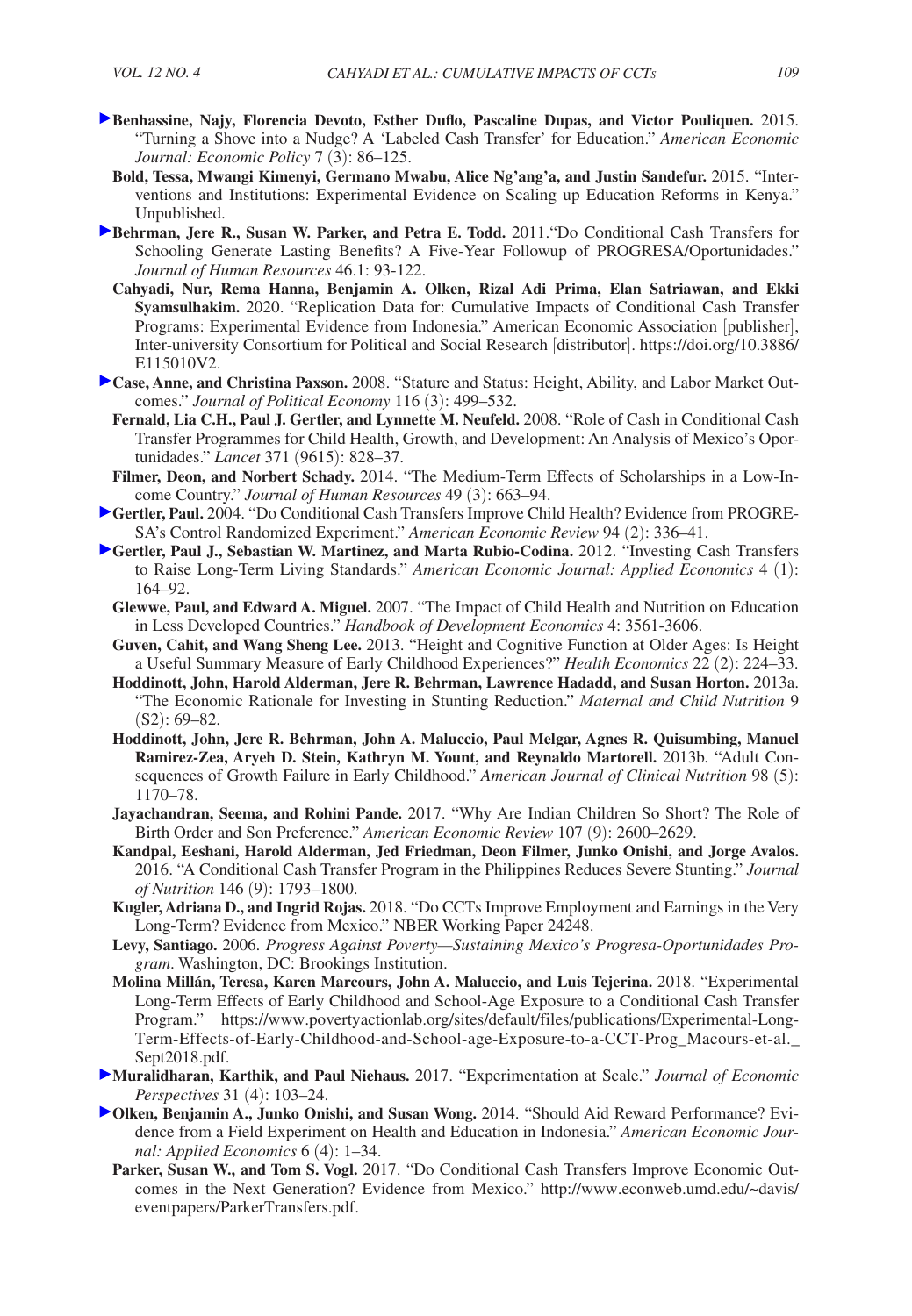**Benhassine, Najy, Florencia Devoto, Esther Duflo, Pascaline Dupas, and Victor Pouliquen.** 2015. "Turning a Shove into a Nudge? A 'Labeled Cash Transfer' for Education." *American Economic Journal: Economic Policy* 7 (3): 86–125.

**Bold, Tessa, Mwangi Kimenyi, Germano Mwabu, Alice Ng'ang'a, and Justin Sandefur.** 2015. "Interventions and Institutions: Experimental Evidence on Scaling up Education Reforms in Kenya." Unpublished.

**Behrman, Jere R., Susan W. Parker, and Petra E. Todd.** 2011."Do Conditional Cash Transfers for Schooling Generate Lasting Benefits? A Five-Year Followup of PROGRESA/Oportunidades." *Journal of Human Resources* 46.1: 93-122.

**Cahyadi, Nur, Rema Hanna, Benjamin A. Olken, Rizal Adi Prima, Elan Satriawan, and Ekki Syamsulhakim.** 2020. "Replication Data for: Cumulative Impacts of Conditional Cash Transfer Programs: Experimental Evidence from Indonesia." American Economic Association [publisher], Inter-university Consortium for Political and Social Research [distributor]. https://doi.org/10.3886/E115010V2.

**Case, Anne, and Christina Paxson.** 2008. "Stature and Status: Height, Ability, and Labor Market Outcomes." *Journal of Political Economy* 116 (3): 499–532.

**Fernald, Lia C.H., Paul J. Gertler, and Lynnette M. Neufeld.** 2008. "Role of Cash in Conditional Cash Transfer Programmes for Child Health, Growth, and Development: An Analysis of Mexico's Oportunidades." *Lancet* 371 (9615): 828–37.

**Filmer, Deon, and Norbert Schady.** 2014. "The Medium-Term Effects of Scholarships in a Low-Income Country." *Journal of Human Resources* 49 (3): 663–94.

**Gertler, Paul.** 2004. "Do Conditional Cash Transfers Improve Child Health? Evidence from PROGRESA's Control Randomized Experiment." *American Economic Review* 94 (2): 336–41.

**Gertler, Paul J., Sebastian W. Martinez, and Marta Rubio-Codina.** 2012. "Investing Cash Transfers to Raise Long-Term Living Standards." *American Economic Journal: Applied Economics* 4 (1): 164–92.

**Glewwe, Paul, and Edward A. Miguel.** 2007. "The Impact of Child Health and Nutrition on Education in Less Developed Countries." *Handbook of Development Economics* 4: 3561-3606.

**Guven, Cahit, and Wang Sheng Lee.** 2013. "Height and Cognitive Function at Older Ages: Is Height a Useful Summary Measure of Early Childhood Experiences?" *Health Economics* 22 (2): 224–33.

**Hoddinott, John, Harold Alderman, Jere R. Behrman, Lawrence Hadadd, and Susan Horton.** 2013a. "The Economic Rationale for Investing in Stunting Reduction." *Maternal and Child Nutrition* 9 (S2): 69–82.

**Hoddinott, John, Jere R. Behrman, John A. Maluccio, Paul Melgar, Agnes R. Quisumbing, Manuel Ramirez-Zea, Aryeh D. Stein, Kathryn M. Yount, and Reynaldo Martorell.** 2013b. "Adult Consequences of Growth Failure in Early Childhood." *American Journal of Clinical Nutrition* 98 (5): 1170–78.

**Jayachandran, Seema, and Rohini Pande.** 2017. "Why Are Indian Children So Short? The Role of Birth Order and Son Preference." *American Economic Review* 107 (9): 2600–2629.

**Kandpal, Eeshani, Harold Alderman, Jed Friedman, Deon Filmer, Junko Onishi, and Jorge Avalos.** 2016. "A Conditional Cash Transfer Program in the Philippines Reduces Severe Stunting." *Journal of Nutrition* 146 (9): 1793–1800.

**Kugler, Adriana D., and Ingrid Rojas.** 2018. "Do CCTs Improve Employment and Earnings in the Very Long-Term? Evidence from Mexico." NBER Working Paper 24248.

**Levy, Santiago.** 2006. *Progress Against Poverty—Sustaining Mexico's Progresa-Oportunidades Program*. Washington, DC: Brookings Institution.

**Molina Millán, Teresa, Karen Marcours, John A. Maluccio, and Luis Tejerina.** 2018. "Experimental Long-Term Effects of Early Childhood and School-Age Exposure to a Conditional Cash Transfer Program." https://www.povertyactionlab.org/sites/default/files/publications/Experimental-Long-Term-Effects-of-Early-Childhood-and-School-age-Exposure-to-a-CCT-Prog_Macours-et-al._Sept2018.pdf.

**Muralidharan, Karthik, and Paul Niehaus.** 2017. "Experimentation at Scale." *Journal of Economic Perspectives* 31 (4): 103–24.

**Olken, Benjamin A., Junko Onishi, and Susan Wong.** 2014. "Should Aid Reward Performance? Evidence from a Field Experiment on Health and Education in Indonesia." *American Economic Journal: Applied Economics* 6 (4): 1–34.

**Parker, Susan W., and Tom S. Vogl.** 2017. "Do Conditional Cash Transfers Improve Economic Outcomes in the Next Generation? Evidence from Mexico." http://www.econweb.umd.edu/~davis/eventpapers/ParkerTransfers.pdf.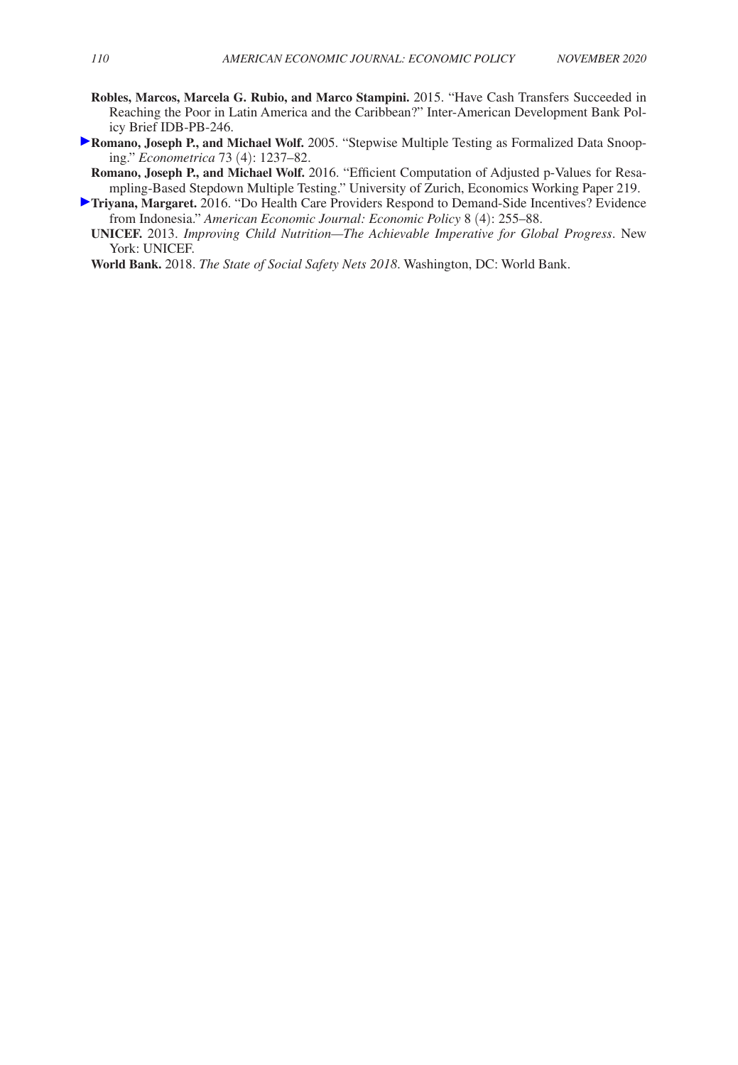**Robles, Marcos, Marcela G. Rubio, and Marco Stampini.** 2015. "Have Cash Transfers Succeeded in Reaching the Poor in Latin America and the Caribbean?" Inter-American Development Bank Policy Brief IDB-PB-246.

**Romano, Joseph P., and Michael Wolf.** 2005. "Stepwise Multiple Testing as Formalized Data Snooping." *Econometrica* 73 (4): 1237–82.

**Romano, Joseph P., and Michael Wolf.** 2016. "Efficient Computation of Adjusted p-Values for Resampling-Based Stepdown Multiple Testing." University of Zurich, Economics Working Paper 219.

**Triyana, Margaret.** 2016. "Do Health Care Providers Respond to Demand-Side Incentives? Evidence from Indonesia." *American Economic Journal: Economic Policy* 8 (4): 255–88.

**UNICEF.** 2013. *Improving Child Nutrition—The Achievable Imperative for Global Progress*. New York: UNICEF.

**World Bank.** 2018. *The State of Social Safety Nets 2018*. Washington, DC: World Bank.